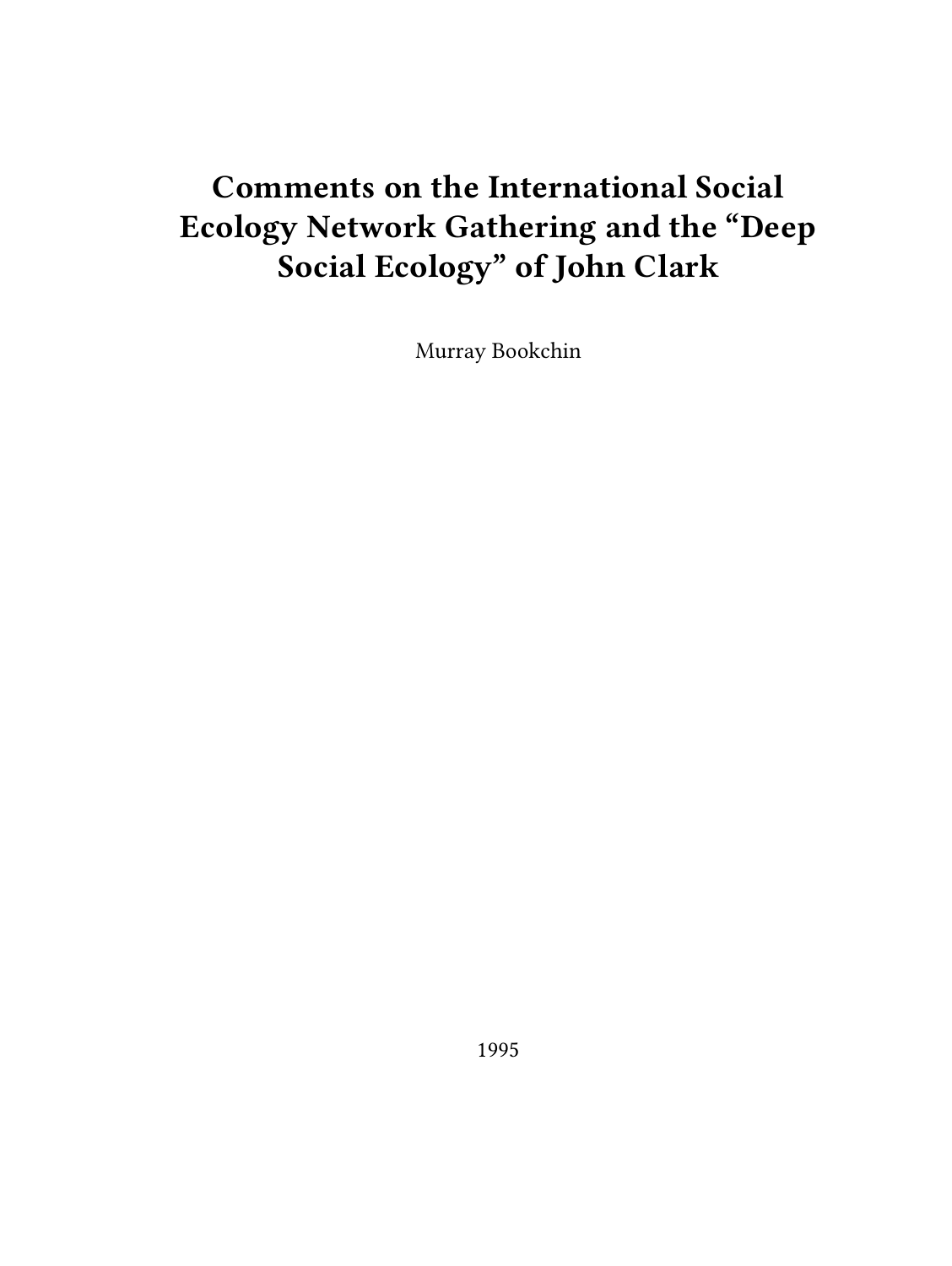# Comments on the International Social Ecology Network Gathering and the "Deep Social Ecology" of John Clark

Murray Bookchin

1995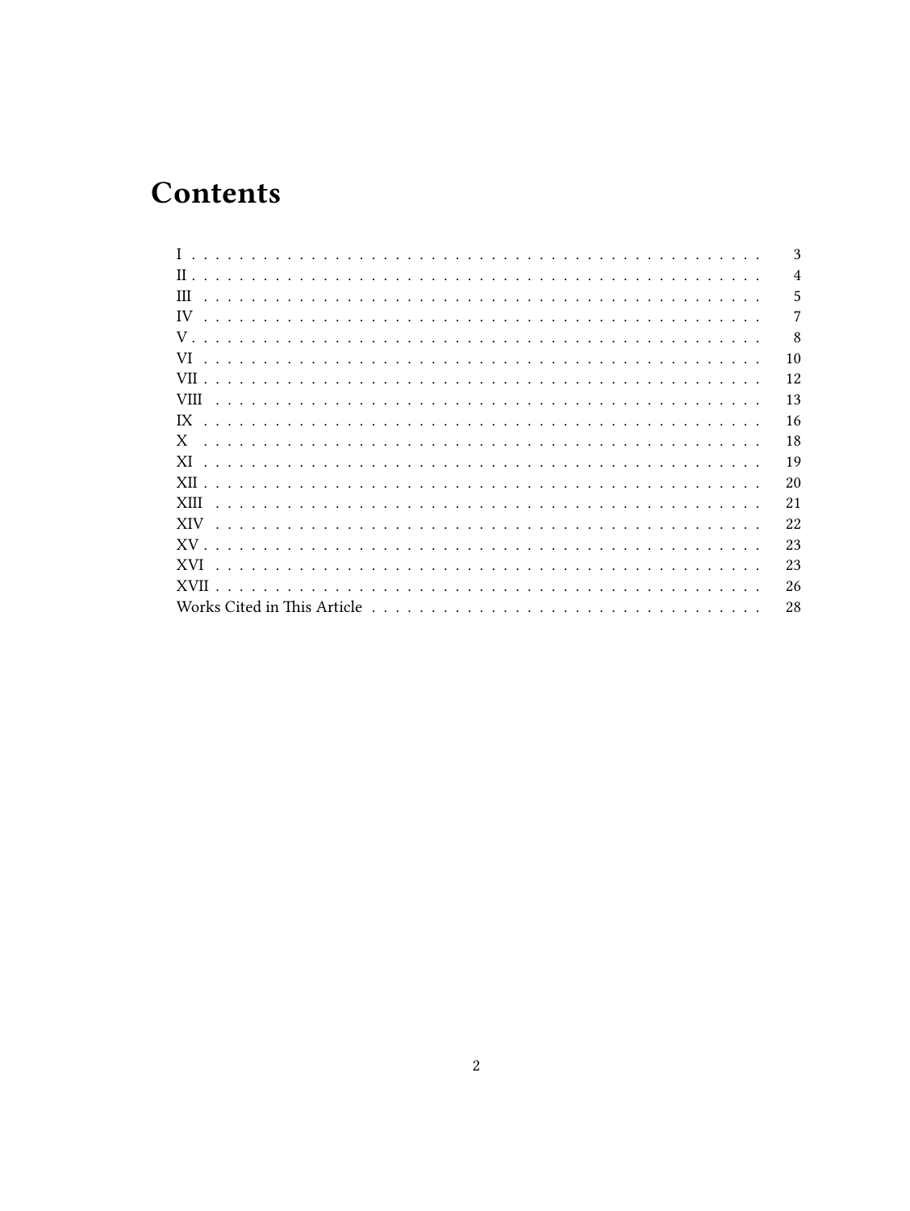# Contents

- I . . . . . 3
- II . . . . . 4
- III . . . . . 5
- IV . . . . . 7
- V . . . . . 8
- VI . . . . . 10
- VII . . . . . 12
- VIII . . . . . 13
- IX . . . . . 16
- X . . . . . 18
- XI . . . . . 19
- XII . . . . . 20
- XIII . . . . . 21
- XIV . . . . . 22
- XV . . . . . 23
- XVI . . . . . 23
- XVII . . . . . 26
- Works Cited in This Article . . . . . 28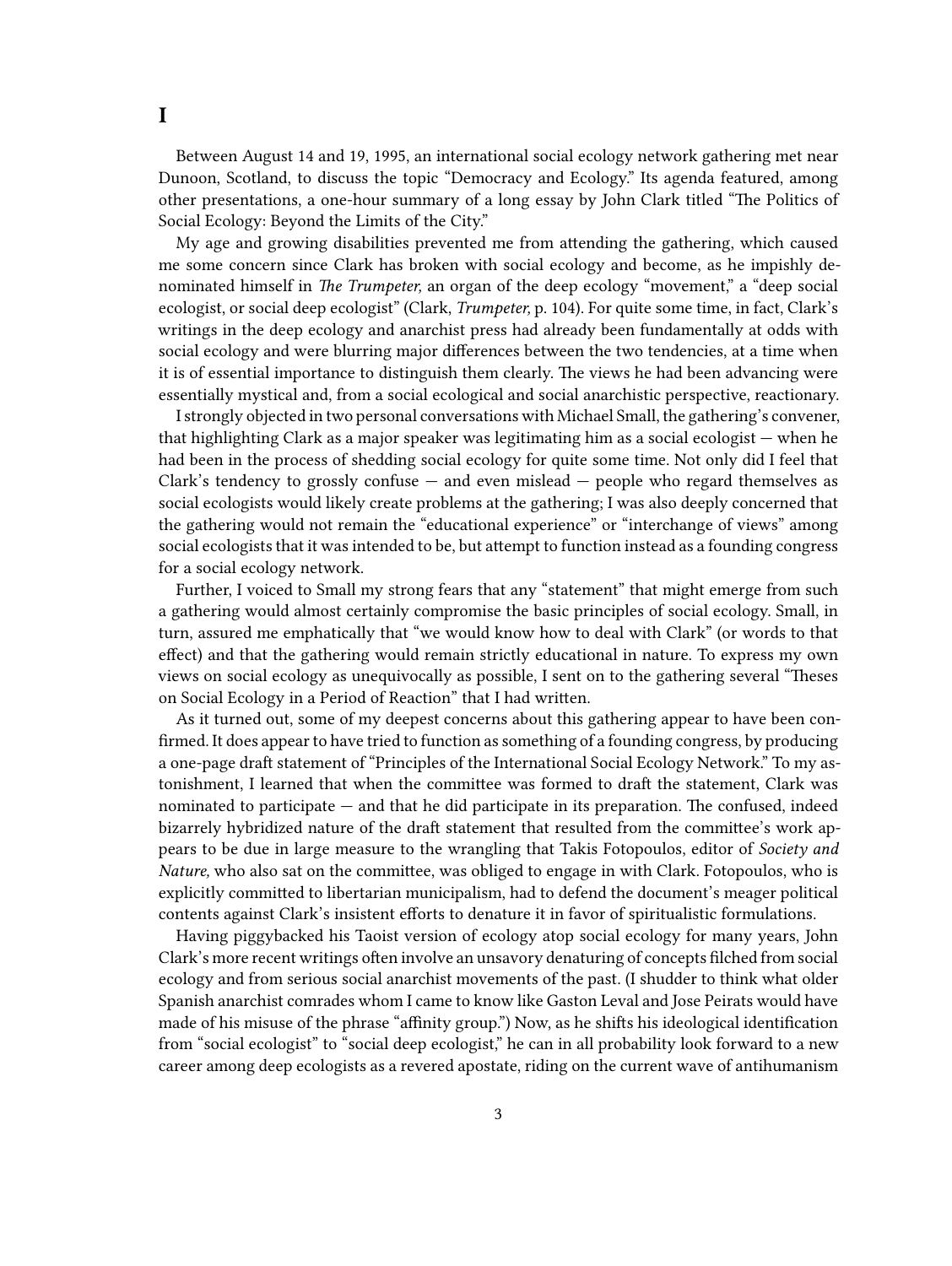# I

Between August 14 and 19, 1995, an international social ecology network gathering met near Dunoon, Scotland, to discuss the topic "Democracy and Ecology." Its agenda featured, among other presentations, a one-hour summary of a long essay by John Clark titled "The Politics of Social Ecology: Beyond the Limits of the City."

My age and growing disabilities prevented me from attending the gathering, which caused me some concern since Clark has broken with social ecology and become, as he impishly denominated himself in *The Trumpeter,* an organ of the deep ecology "movement," a "deep social ecologist, or social deep ecologist" (Clark, *Trumpeter,* p. 104). For quite some time, in fact, Clark's writings in the deep ecology and anarchist press had already been fundamentally at odds with social ecology and were blurring major differences between the two tendencies, at a time when it is of essential importance to distinguish them clearly. The views he had been advancing were essentially mystical and, from a social ecological and social anarchistic perspective, reactionary.

I strongly objected in two personal conversations with Michael Small, the gathering's convener, that highlighting Clark as a major speaker was legitimating him as a social ecologist — when he had been in the process of shedding social ecology for quite some time. Not only did I feel that Clark's tendency to grossly confuse — and even mislead — people who regard themselves as social ecologists would likely create problems at the gathering; I was also deeply concerned that the gathering would not remain the "educational experience" or "interchange of views" among social ecologists that it was intended to be, but attempt to function instead as a founding congress for a social ecology network.

Further, I voiced to Small my strong fears that any "statement" that might emerge from such a gathering would almost certainly compromise the basic principles of social ecology. Small, in turn, assured me emphatically that "we would know how to deal with Clark" (or words to that effect) and that the gathering would remain strictly educational in nature. To express my own views on social ecology as unequivocally as possible, I sent on to the gathering several "Theses on Social Ecology in a Period of Reaction" that I had written.

As it turned out, some of my deepest concerns about this gathering appear to have been confirmed. It does appear to have tried to function as something of a founding congress, by producing a one-page draft statement of "Principles of the International Social Ecology Network." To my astonishment, I learned that when the committee was formed to draft the statement, Clark was nominated to participate — and that he did participate in its preparation. The confused, indeed bizarrely hybridized nature of the draft statement that resulted from the committee's work appears to be due in large measure to the wrangling that Takis Fotopoulos, editor of *Society and Nature,* who also sat on the committee, was obliged to engage in with Clark. Fotopoulos, who is explicitly committed to libertarian municipalism, had to defend the document's meager political contents against Clark's insistent efforts to denature it in favor of spiritualistic formulations.

Having piggybacked his Taoist version of ecology atop social ecology for many years, John Clark's more recent writings often involve an unsavory denaturing of concepts filched from social ecology and from serious social anarchist movements of the past. (I shudder to think what older Spanish anarchist comrades whom I came to know like Gaston Leval and Jose Peirats would have made of his misuse of the phrase "affinity group.") Now, as he shifts his ideological identification from "social ecologist" to "social deep ecologist," he can in all probability look forward to a new career among deep ecologists as a revered apostate, riding on the current wave of antihumanism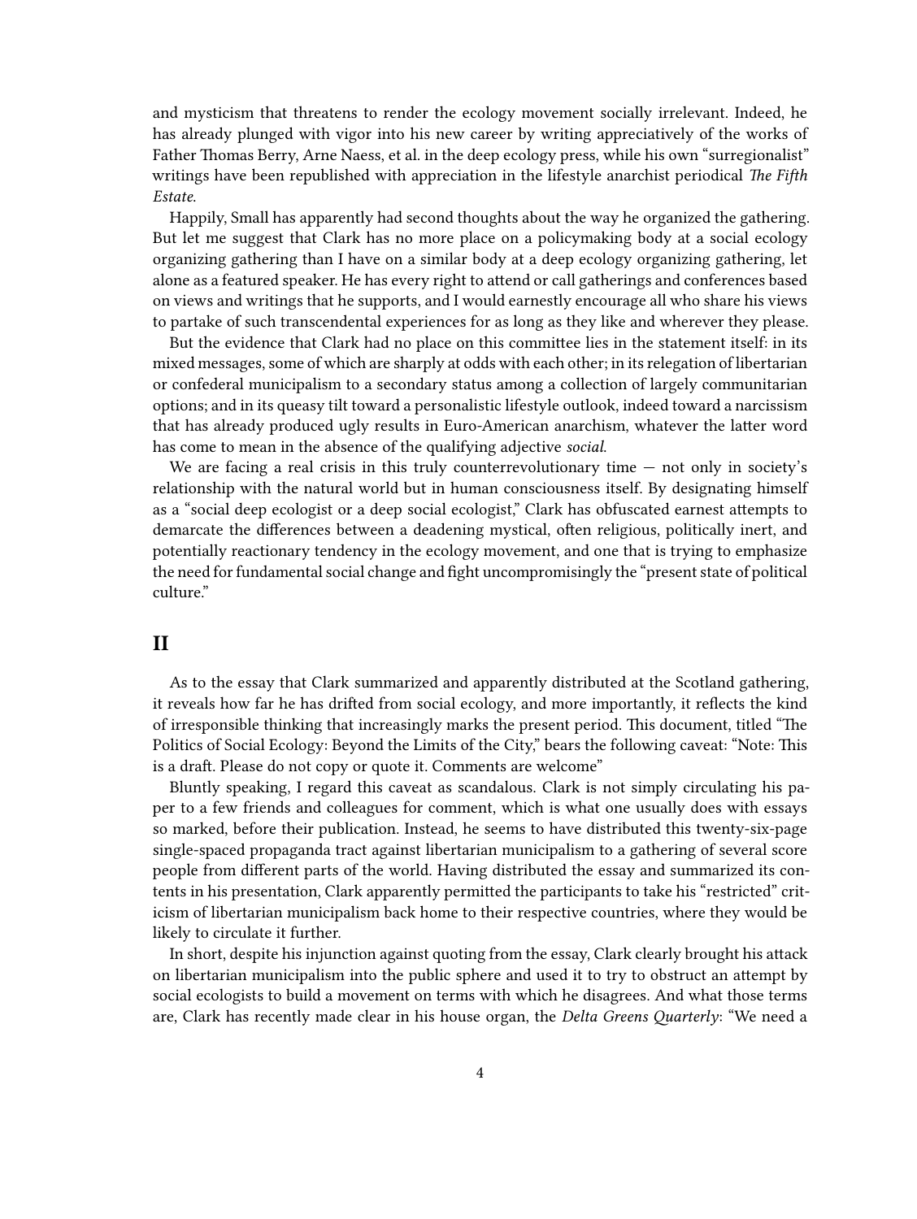and mysticism that threatens to render the ecology movement socially irrelevant. Indeed, he has already plunged with vigor into his new career by writing appreciatively of the works of Father Thomas Berry, Arne Naess, et al. in the deep ecology press, while his own "surregionalist" writings have been republished with appreciation in the lifestyle anarchist periodical *The Fifth Estate*.

Happily, Small has apparently had second thoughts about the way he organized the gathering. But let me suggest that Clark has no more place on a policymaking body at a social ecology organizing gathering than I have on a similar body at a deep ecology organizing gathering, let alone as a featured speaker. He has every right to attend or call gatherings and conferences based on views and writings that he supports, and I would earnestly encourage all who share his views to partake of such transcendental experiences for as long as they like and wherever they please.

But the evidence that Clark had no place on this committee lies in the statement itself: in its mixed messages, some of which are sharply at odds with each other; in its relegation of libertarian or confederal municipalism to a secondary status among a collection of largely communitarian options; and in its queasy tilt toward a personalistic lifestyle outlook, indeed toward a narcissism that has already produced ugly results in Euro-American anarchism, whatever the latter word has come to mean in the absence of the qualifying adjective *social*.

We are facing a real crisis in this truly counterrevolutionary time — not only in society's relationship with the natural world but in human consciousness itself. By designating himself as a "social deep ecologist or a deep social ecologist," Clark has obfuscated earnest attempts to demarcate the differences between a deadening mystical, often religious, politically inert, and potentially reactionary tendency in the ecology movement, and one that is trying to emphasize the need for fundamental social change and fight uncompromisingly the "present state of political culture."

## II

As to the essay that Clark summarized and apparently distributed at the Scotland gathering, it reveals how far he has drifted from social ecology, and more importantly, it reflects the kind of irresponsible thinking that increasingly marks the present period. This document, titled "The Politics of Social Ecology: Beyond the Limits of the City," bears the following caveat: "Note: This is a draft. Please do not copy or quote it. Comments are welcome"

Bluntly speaking, I regard this caveat as scandalous. Clark is not simply circulating his paper to a few friends and colleagues for comment, which is what one usually does with essays so marked, before their publication. Instead, he seems to have distributed this twenty-six-page single-spaced propaganda tract against libertarian municipalism to a gathering of several score people from different parts of the world. Having distributed the essay and summarized its contents in his presentation, Clark apparently permitted the participants to take his "restricted" criticism of libertarian municipalism back home to their respective countries, where they would be likely to circulate it further.

In short, despite his injunction against quoting from the essay, Clark clearly brought his attack on libertarian municipalism into the public sphere and used it to try to obstruct an attempt by social ecologists to build a movement on terms with which he disagrees. And what those terms are, Clark has recently made clear in his house organ, the *Delta Greens Quarterly*: "We need a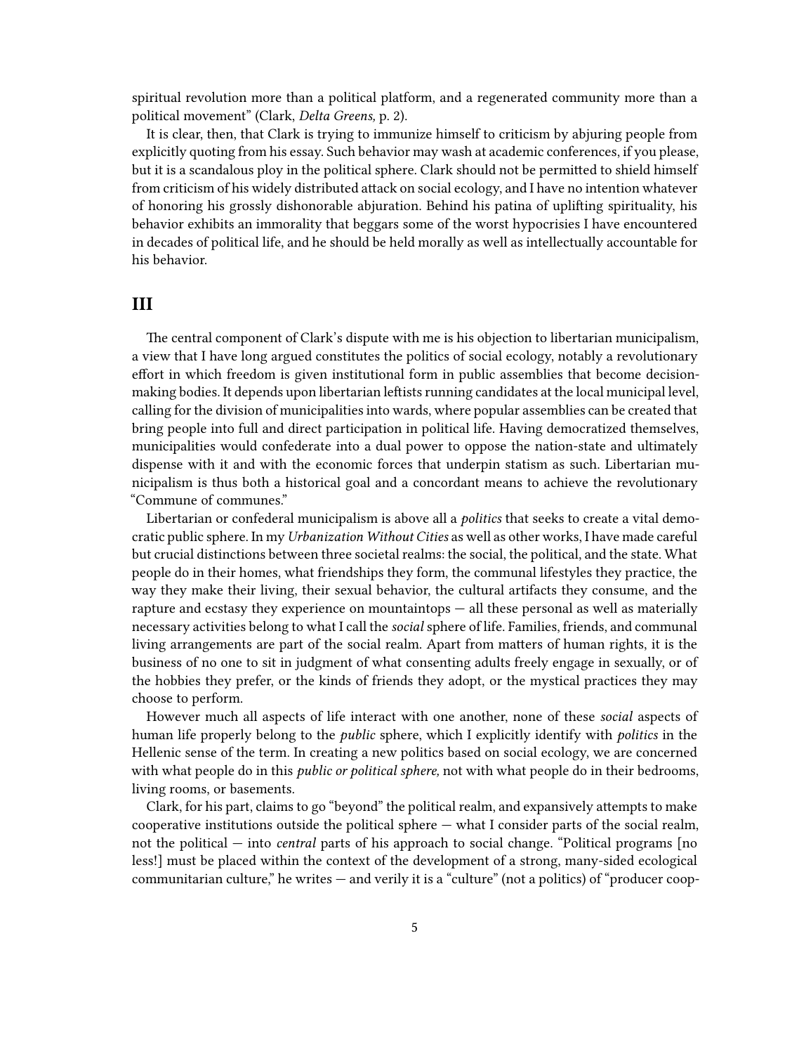spiritual revolution more than a political platform, and a regenerated community more than a political movement" (Clark, *Delta Greens,* p. 2).

It is clear, then, that Clark is trying to immunize himself to criticism by abjuring people from explicitly quoting from his essay. Such behavior may wash at academic conferences, if you please, but it is a scandalous ploy in the political sphere. Clark should not be permitted to shield himself from criticism of his widely distributed attack on social ecology, and I have no intention whatever of honoring his grossly dishonorable abjuration. Behind his patina of uplifting spirituality, his behavior exhibits an immorality that beggars some of the worst hypocrisies I have encountered in decades of political life, and he should be held morally as well as intellectually accountable for his behavior.

## III

The central component of Clark's dispute with me is his objection to libertarian municipalism, a view that I have long argued constitutes the politics of social ecology, notably a revolutionary effort in which freedom is given institutional form in public assemblies that become decision-making bodies. It depends upon libertarian leftists running candidates at the local municipal level, calling for the division of municipalities into wards, where popular assemblies can be created that bring people into full and direct participation in political life. Having democratized themselves, municipalities would confederate into a dual power to oppose the nation-state and ultimately dispense with it and with the economic forces that underpin statism as such. Libertarian municipalism is thus both a historical goal and a concordant means to achieve the revolutionary "Commune of communes."

Libertarian or confederal municipalism is above all a *politics* that seeks to create a vital democratic public sphere. In my *Urbanization Without Cities* as well as other works, I have made careful but crucial distinctions between three societal realms: the social, the political, and the state. What people do in their homes, what friendships they form, the communal lifestyles they practice, the way they make their living, their sexual behavior, the cultural artifacts they consume, and the rapture and ecstasy they experience on mountaintops — all these personal as well as materially necessary activities belong to what I call the *social* sphere of life. Families, friends, and communal living arrangements are part of the social realm. Apart from matters of human rights, it is the business of no one to sit in judgment of what consenting adults freely engage in sexually, or of the hobbies they prefer, or the kinds of friends they adopt, or the mystical practices they may choose to perform.

However much all aspects of life interact with one another, none of these *social* aspects of human life properly belong to the *public* sphere, which I explicitly identify with *politics* in the Hellenic sense of the term. In creating a new politics based on social ecology, we are concerned with what people do in this *public or political sphere,* not with what people do in their bedrooms, living rooms, or basements.

Clark, for his part, claims to go "beyond" the political realm, and expansively attempts to make cooperative institutions outside the political sphere — what I consider parts of the social realm, not the political — into *central* parts of his approach to social change. "Political programs [no less!] must be placed within the context of the development of a strong, many-sided ecological communitarian culture," he writes — and verily it is a "culture" (not a politics) of "producer coop-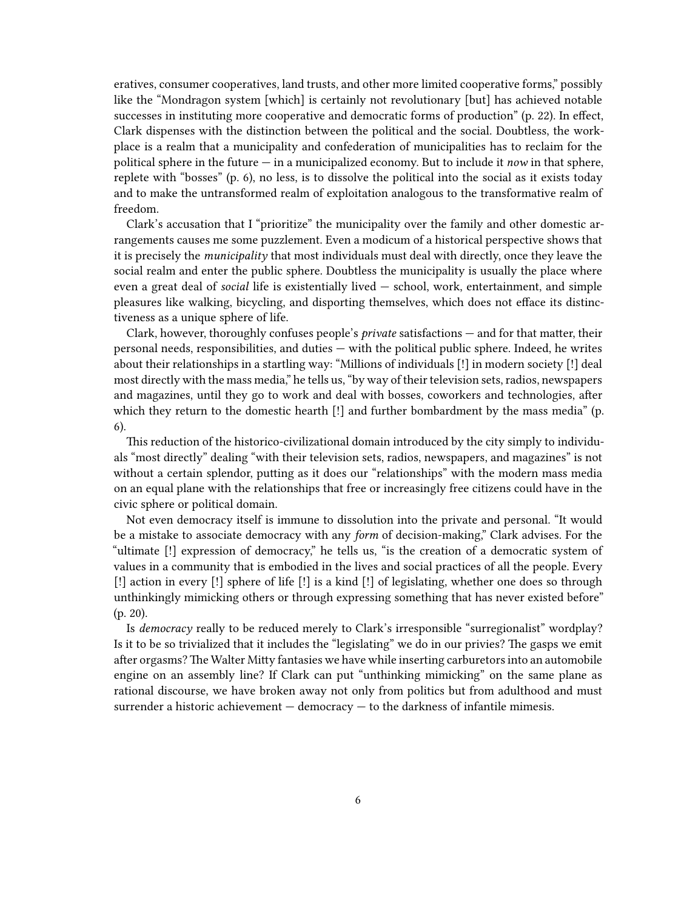eratives, consumer cooperatives, land trusts, and other more limited cooperative forms," possibly like the "Mondragon system [which] is certainly not revolutionary [but] has achieved notable successes in instituting more cooperative and democratic forms of production" (p. 22). In effect, Clark dispenses with the distinction between the political and the social. Doubtless, the workplace is a realm that a municipality and confederation of municipalities has to reclaim for the political sphere in the future — in a municipalized economy. But to include it *now* in that sphere, replete with "bosses" (p. 6), no less, is to dissolve the political into the social as it exists today and to make the untransformed realm of exploitation analogous to the transformative realm of freedom.

Clark's accusation that I "prioritize" the municipality over the family and other domestic arrangements causes me some puzzlement. Even a modicum of a historical perspective shows that it is precisely the *municipality* that most individuals must deal with directly, once they leave the social realm and enter the public sphere. Doubtless the municipality is usually the place where even a great deal of *social* life is existentially lived — school, work, entertainment, and simple pleasures like walking, bicycling, and disporting themselves, which does not efface its distinctiveness as a unique sphere of life.

Clark, however, thoroughly confuses people's *private* satisfactions — and for that matter, their personal needs, responsibilities, and duties — with the political public sphere. Indeed, he writes about their relationships in a startling way: "Millions of individuals [!] in modern society [!] deal most directly with the mass media," he tells us, "by way of their television sets, radios, newspapers and magazines, until they go to work and deal with bosses, coworkers and technologies, after which they return to the domestic hearth [!] and further bombardment by the mass media" (p. 6).

This reduction of the historico-civilizational domain introduced by the city simply to individuals "most directly" dealing "with their television sets, radios, newspapers, and magazines" is not without a certain splendor, putting as it does our "relationships" with the modern mass media on an equal plane with the relationships that free or increasingly free citizens could have in the civic sphere or political domain.

Not even democracy itself is immune to dissolution into the private and personal. "It would be a mistake to associate democracy with any *form* of decision-making," Clark advises. For the "ultimate [!] expression of democracy," he tells us, "is the creation of a democratic system of values in a community that is embodied in the lives and social practices of all the people. Every [!] action in every [!] sphere of life [!] is a kind [!] of legislating, whether one does so through unthinkingly mimicking others or through expressing something that has never existed before" (p. 20).

Is *democracy* really to be reduced merely to Clark's irresponsible "surregionalist" wordplay? Is it to be so trivialized that it includes the "legislating" we do in our privies? The gasps we emit after orgasms? The Walter Mitty fantasies we have while inserting carburetors into an automobile engine on an assembly line? If Clark can put "unthinking mimicking" on the same plane as rational discourse, we have broken away not only from politics but from adulthood and must surrender a historic achievement — democracy — to the darkness of infantile mimesis.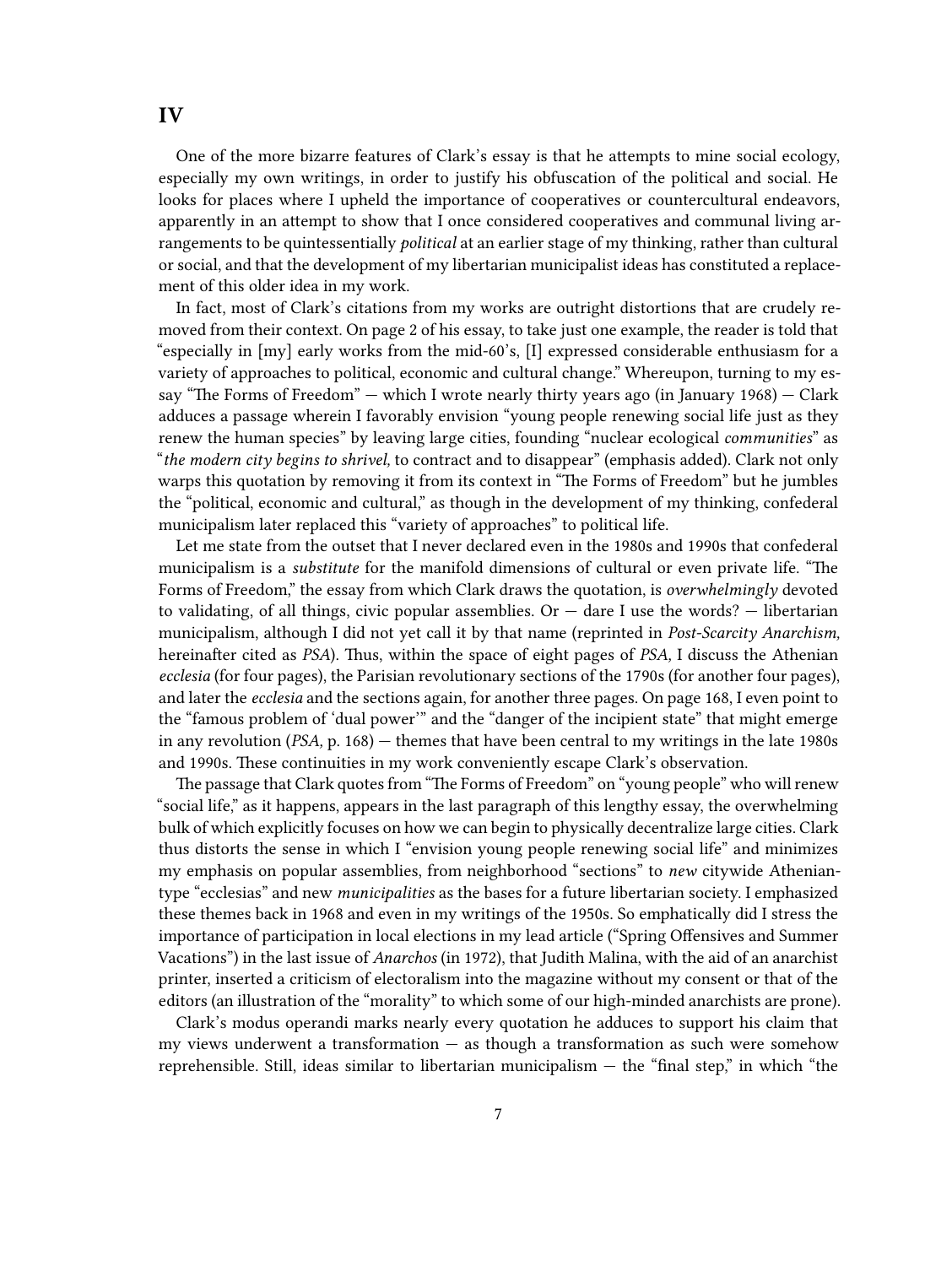## IV

One of the more bizarre features of Clark's essay is that he attempts to mine social ecology, especially my own writings, in order to justify his obfuscation of the political and social. He looks for places where I upheld the importance of cooperatives or countercultural endeavors, apparently in an attempt to show that I once considered cooperatives and communal living arrangements to be quintessentially *political* at an earlier stage of my thinking, rather than cultural or social, and that the development of my libertarian municipalist ideas has constituted a replacement of this older idea in my work.

In fact, most of Clark's citations from my works are outright distortions that are crudely removed from their context. On page 2 of his essay, to take just one example, the reader is told that "especially in [my] early works from the mid-60's, [I] expressed considerable enthusiasm for a variety of approaches to political, economic and cultural change." Whereupon, turning to my essay "The Forms of Freedom" — which I wrote nearly thirty years ago (in January 1968) — Clark adduces a passage wherein I favorably envision "young people renewing social life just as they renew the human species" by leaving large cities, founding "nuclear ecological *communities*" as "*the modern city begins to shrivel,* to contract and to disappear" (emphasis added). Clark not only warps this quotation by removing it from its context in "The Forms of Freedom" but he jumbles the "political, economic and cultural," as though in the development of my thinking, confederal municipalism later replaced this "variety of approaches" to political life.

Let me state from the outset that I never declared even in the 1980s and 1990s that confederal municipalism is a *substitute* for the manifold dimensions of cultural or even private life. "The Forms of Freedom," the essay from which Clark draws the quotation, is *overwhelmingly* devoted to validating, of all things, civic popular assemblies. Or — dare I use the words? — libertarian municipalism, although I did not yet call it by that name (reprinted in *Post-Scarcity Anarchism,* hereinafter cited as *PSA*). Thus, within the space of eight pages of *PSA,* I discuss the Athenian *ecclesia* (for four pages), the Parisian revolutionary sections of the 1790s (for another four pages), and later the *ecclesia* and the sections again, for another three pages. On page 168, I even point to the "famous problem of 'dual power'" and the "danger of the incipient state" that might emerge in any revolution (*PSA,* p. 168) — themes that have been central to my writings in the late 1980s and 1990s. These continuities in my work conveniently escape Clark's observation.

The passage that Clark quotes from "The Forms of Freedom" on "young people" who will renew "social life," as it happens, appears in the last paragraph of this lengthy essay, the overwhelming bulk of which explicitly focuses on how we can begin to physically decentralize large cities. Clark thus distorts the sense in which I "envision young people renewing social life" and minimizes my emphasis on popular assemblies, from neighborhood "sections" to *new* citywide Athenian-type "ecclesias" and new *municipalities* as the bases for a future libertarian society. I emphasized these themes back in 1968 and even in my writings of the 1950s. So emphatically did I stress the importance of participation in local elections in my lead article ("Spring Offensives and Summer Vacations") in the last issue of *Anarchos* (in 1972), that Judith Malina, with the aid of an anarchist printer, inserted a criticism of electoralism into the magazine without my consent or that of the editors (an illustration of the "morality" to which some of our high-minded anarchists are prone).

Clark's modus operandi marks nearly every quotation he adduces to support his claim that my views underwent a transformation — as though a transformation as such were somehow reprehensible. Still, ideas similar to libertarian municipalism — the "final step," in which "the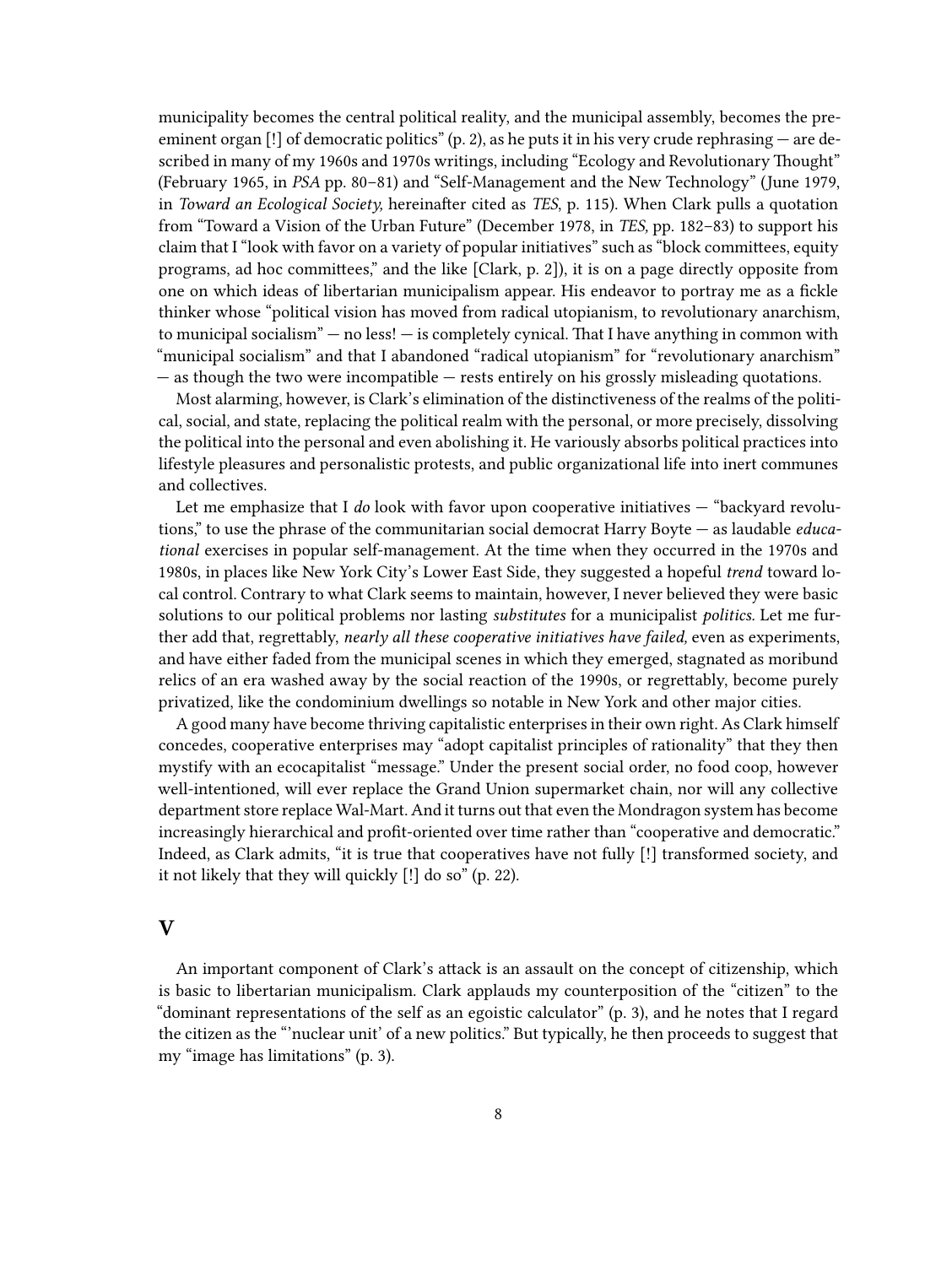municipality becomes the central political reality, and the municipal assembly, becomes the preeminent organ [!] of democratic politics" (p. 2), as he puts it in his very crude rephrasing — are described in many of my 1960s and 1970s writings, including "Ecology and Revolutionary Thought" (February 1965, in *PSA* pp. 80–81) and "Self-Management and the New Technology" (June 1979, in *Toward an Ecological Society,* hereinafter cited as *TES*, p. 115). When Clark pulls a quotation from "Toward a Vision of the Urban Future" (December 1978, in *TES,* pp. 182–83) to support his claim that I "look with favor on a variety of popular initiatives" such as "block committees, equity programs, ad hoc committees," and the like [Clark, p. 2]), it is on a page directly opposite from one on which ideas of libertarian municipalism appear. His endeavor to portray me as a fickle thinker whose "political vision has moved from radical utopianism, to revolutionary anarchism, to municipal socialism" — no less! — is completely cynical. That I have anything in common with "municipal socialism" and that I abandoned "radical utopianism" for "revolutionary anarchism" — as though the two were incompatible — rests entirely on his grossly misleading quotations.

Most alarming, however, is Clark's elimination of the distinctiveness of the realms of the political, social, and state, replacing the political realm with the personal, or more precisely, dissolving the political into the personal and even abolishing it. He variously absorbs political practices into lifestyle pleasures and personalistic protests, and public organizational life into inert communes and collectives.

Let me emphasize that I *do* look with favor upon cooperative initiatives — "backyard revolutions," to use the phrase of the communitarian social democrat Harry Boyte — as laudable *educational* exercises in popular self-management. At the time when they occurred in the 1970s and 1980s, in places like New York City's Lower East Side, they suggested a hopeful *trend* toward local control. Contrary to what Clark seems to maintain, however, I never believed they were basic solutions to our political problems nor lasting *substitutes* for a municipalist *politics.* Let me further add that, regrettably, *nearly all these cooperative initiatives have failed,* even as experiments, and have either faded from the municipal scenes in which they emerged, stagnated as moribund relics of an era washed away by the social reaction of the 1990s, or regrettably, become purely privatized, like the condominium dwellings so notable in New York and other major cities.

A good many have become thriving capitalistic enterprises in their own right. As Clark himself concedes, cooperative enterprises may "adopt capitalist principles of rationality" that they then mystify with an ecocapitalist "message." Under the present social order, no food coop, however well-intentioned, will ever replace the Grand Union supermarket chain, nor will any collective department store replace Wal-Mart. And it turns out that even the Mondragon system has become increasingly hierarchical and profit-oriented over time rather than "cooperative and democratic." Indeed, as Clark admits, "it is true that cooperatives have not fully [!] transformed society, and it not likely that they will quickly [!] do so" (p. 22).

## V

An important component of Clark's attack is an assault on the concept of citizenship, which is basic to libertarian municipalism. Clark applauds my counterposition of the "citizen" to the "dominant representations of the self as an egoistic calculator" (p. 3), and he notes that I regard the citizen as the "'nuclear unit' of a new politics." But typically, he then proceeds to suggest that my "image has limitations" (p. 3).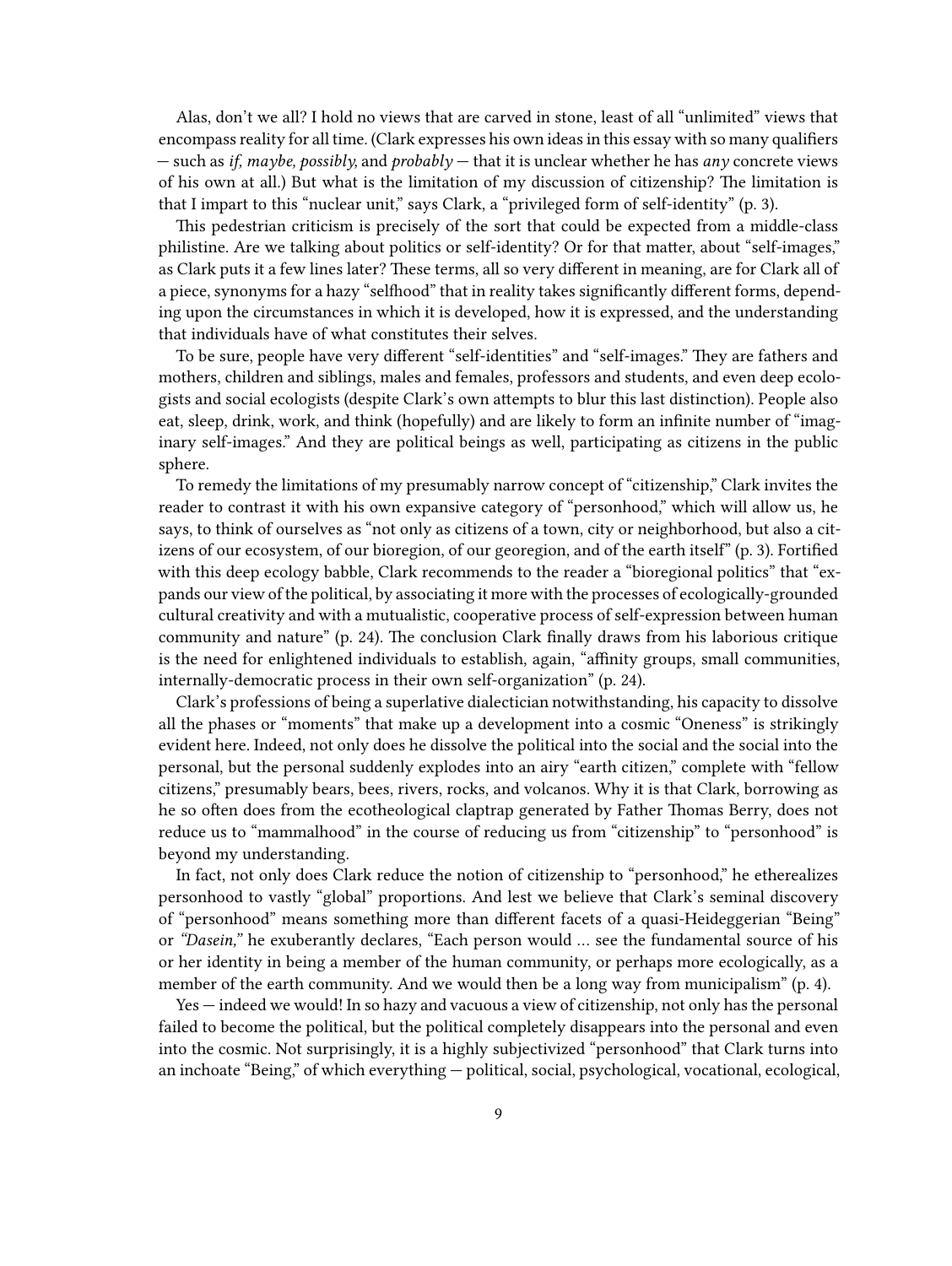Alas, don't we all? I hold no views that are carved in stone, least of all "unlimited" views that encompass reality for all time. (Clark expresses his own ideas in this essay with so many qualifiers — such as *if, maybe, possibly,* and *probably* — that it is unclear whether he has *any* concrete views of his own at all.) But what is the limitation of my discussion of citizenship? The limitation is that I impart to this "nuclear unit," says Clark, a "privileged form of self-identity" (p. 3).

This pedestrian criticism is precisely of the sort that could be expected from a middle-class philistine. Are we talking about politics or self-identity? Or for that matter, about "self-images," as Clark puts it a few lines later? These terms, all so very different in meaning, are for Clark all of a piece, synonyms for a hazy "selfhood" that in reality takes significantly different forms, depending upon the circumstances in which it is developed, how it is expressed, and the understanding that individuals have of what constitutes their selves.

To be sure, people have very different "self-identities" and "self-images." They are fathers and mothers, children and siblings, males and females, professors and students, and even deep ecologists and social ecologists (despite Clark's own attempts to blur this last distinction). People also eat, sleep, drink, work, and think (hopefully) and are likely to form an infinite number of "imaginary self-images." And they are political beings as well, participating as citizens in the public sphere.

To remedy the limitations of my presumably narrow concept of "citizenship," Clark invites the reader to contrast it with his own expansive category of "personhood," which will allow us, he says, to think of ourselves as "not only as citizens of a town, city or neighborhood, but also a citizens of our ecosystem, of our bioregion, of our georegion, and of the earth itself" (p. 3). Fortified with this deep ecology babble, Clark recommends to the reader a "bioregional politics" that "expands our view of the political, by associating it more with the processes of ecologically-grounded cultural creativity and with a mutualistic, cooperative process of self-expression between human community and nature" (p. 24). The conclusion Clark finally draws from his laborious critique is the need for enlightened individuals to establish, again, "affinity groups, small communities, internally-democratic process in their own self-organization" (p. 24).

Clark's professions of being a superlative dialectician notwithstanding, his capacity to dissolve all the phases or "moments" that make up a development into a cosmic "Oneness" is strikingly evident here. Indeed, not only does he dissolve the political into the social and the social into the personal, but the personal suddenly explodes into an airy "earth citizen," complete with "fellow citizens," presumably bears, bees, rivers, rocks, and volcanos. Why it is that Clark, borrowing as he so often does from the ecotheological claptrap generated by Father Thomas Berry, does not reduce us to "mammalhood" in the course of reducing us from "citizenship" to "personhood" is beyond my understanding.

In fact, not only does Clark reduce the notion of citizenship to "personhood," he etherealizes personhood to vastly "global" proportions. And lest we believe that Clark's seminal discovery of "personhood" means something more than different facets of a quasi-Heideggerian "Being" or *"Dasein,"* he exuberantly declares, "Each person would … see the fundamental source of his or her identity in being a member of the human community, or perhaps more ecologically, as a member of the earth community. And we would then be a long way from municipalism" (p. 4).

Yes — indeed we would! In so hazy and vacuous a view of citizenship, not only has the personal failed to become the political, but the political completely disappears into the personal and even into the cosmic. Not surprisingly, it is a highly subjectivized "personhood" that Clark turns into an inchoate "Being," of which everything — political, social, psychological, vocational, ecological,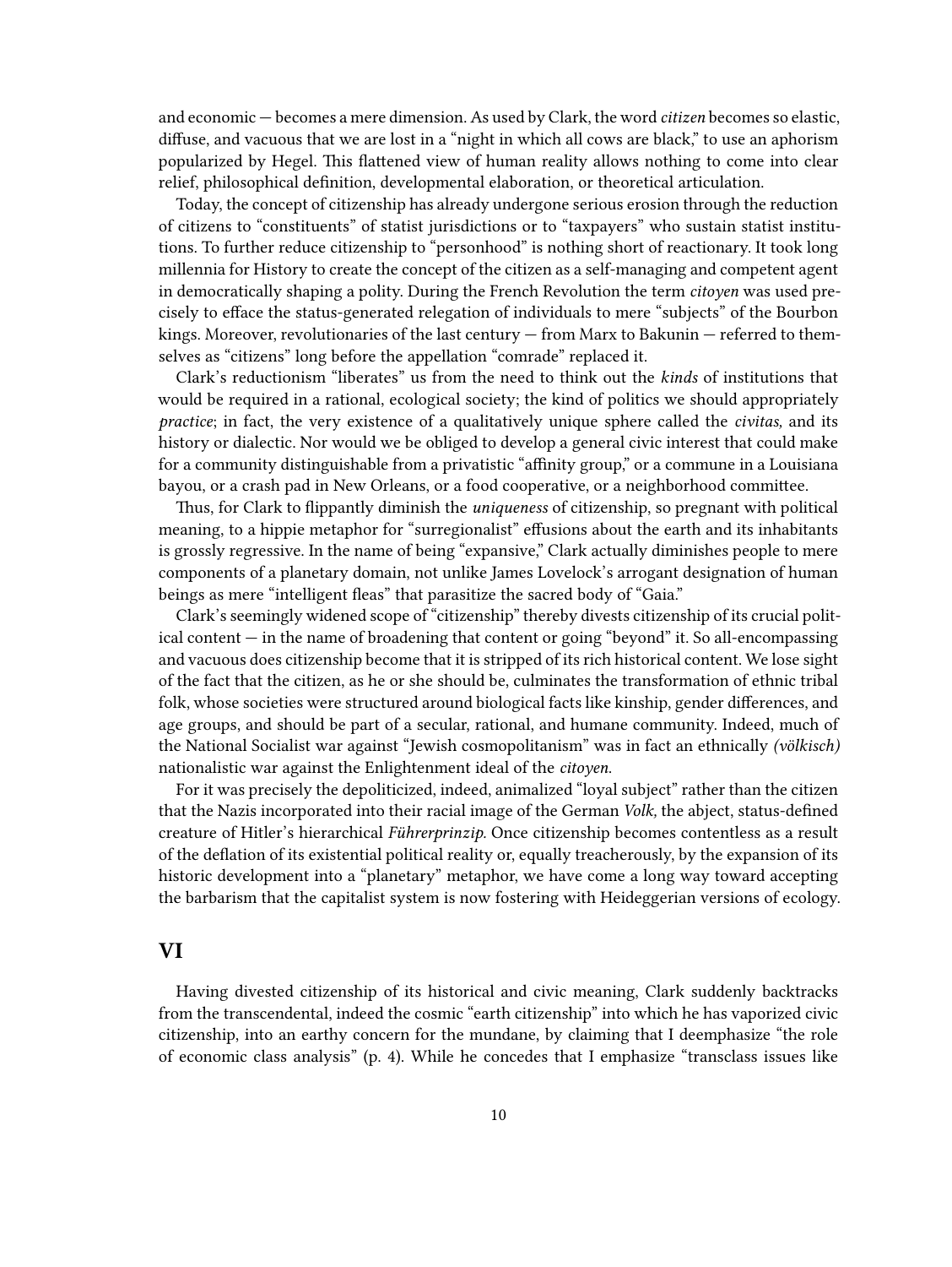and economic — becomes a mere dimension. As used by Clark, the word *citizen* becomes so elastic, diffuse, and vacuous that we are lost in a "night in which all cows are black," to use an aphorism popularized by Hegel. This flattened view of human reality allows nothing to come into clear relief, philosophical definition, developmental elaboration, or theoretical articulation.

Today, the concept of citizenship has already undergone serious erosion through the reduction of citizens to "constituents" of statist jurisdictions or to "taxpayers" who sustain statist institutions. To further reduce citizenship to "personhood" is nothing short of reactionary. It took long millennia for History to create the concept of the citizen as a self-managing and competent agent in democratically shaping a polity. During the French Revolution the term *citoyen* was used precisely to efface the status-generated relegation of individuals to mere "subjects" of the Bourbon kings. Moreover, revolutionaries of the last century — from Marx to Bakunin — referred to themselves as "citizens" long before the appellation "comrade" replaced it.

Clark's reductionism "liberates" us from the need to think out the *kinds* of institutions that would be required in a rational, ecological society; the kind of politics we should appropriately *practice*; in fact, the very existence of a qualitatively unique sphere called the *civitas,* and its history or dialectic. Nor would we be obliged to develop a general civic interest that could make for a community distinguishable from a privatistic "affinity group," or a commune in a Louisiana bayou, or a crash pad in New Orleans, or a food cooperative, or a neighborhood committee.

Thus, for Clark to flippantly diminish the *uniqueness* of citizenship, so pregnant with political meaning, to a hippie metaphor for "surregionalist" effusions about the earth and its inhabitants is grossly regressive. In the name of being "expansive," Clark actually diminishes people to mere components of a planetary domain, not unlike James Lovelock's arrogant designation of human beings as mere "intelligent fleas" that parasitize the sacred body of "Gaia."

Clark's seemingly widened scope of "citizenship" thereby divests citizenship of its crucial political content — in the name of broadening that content or going "beyond" it. So all-encompassing and vacuous does citizenship become that it is stripped of its rich historical content. We lose sight of the fact that the citizen, as he or she should be, culminates the transformation of ethnic tribal folk, whose societies were structured around biological facts like kinship, gender differences, and age groups, and should be part of a secular, rational, and humane community. Indeed, much of the National Socialist war against "Jewish cosmopolitanism" was in fact an ethnically *(völkisch)* nationalistic war against the Enlightenment ideal of the *citoyen.*

For it was precisely the depoliticized, indeed, animalized "loyal subject" rather than the citizen that the Nazis incorporated into their racial image of the German *Volk,* the abject, status-defined creature of Hitler's hierarchical *Führerprinzip.* Once citizenship becomes contentless as a result of the deflation of its existential political reality or, equally treacherously, by the expansion of its historic development into a "planetary" metaphor, we have come a long way toward accepting the barbarism that the capitalist system is now fostering with Heideggerian versions of ecology.

## VI

Having divested citizenship of its historical and civic meaning, Clark suddenly backtracks from the transcendental, indeed the cosmic "earth citizenship" into which he has vaporized civic citizenship, into an earthy concern for the mundane, by claiming that I deemphasize "the role of economic class analysis" (p. 4). While he concedes that I emphasize "transclass issues like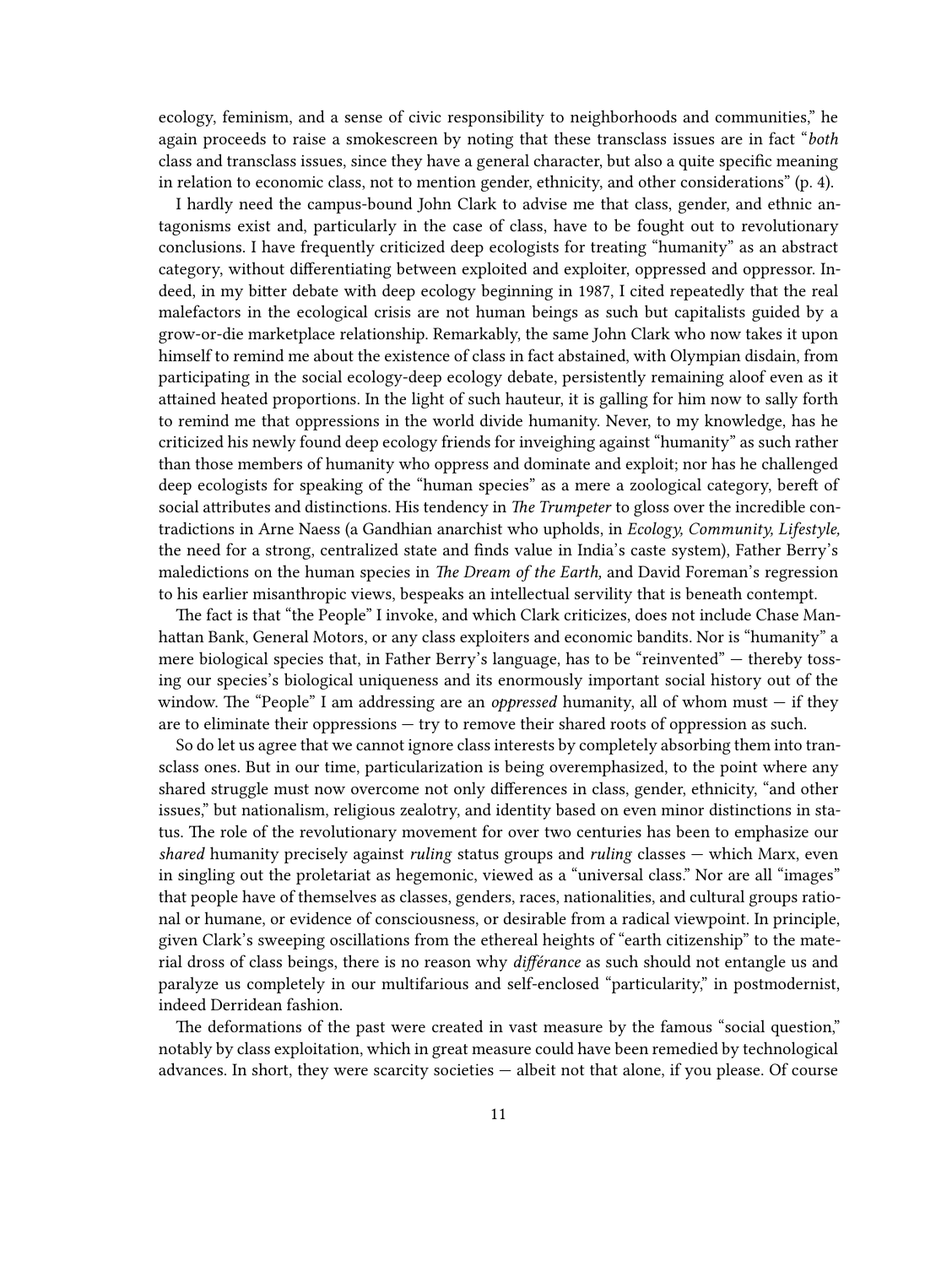ecology, feminism, and a sense of civic responsibility to neighborhoods and communities," he again proceeds to raise a smokescreen by noting that these transclass issues are in fact "*both* class and transclass issues, since they have a general character, but also a quite specific meaning in relation to economic class, not to mention gender, ethnicity, and other considerations" (p. 4).

I hardly need the campus-bound John Clark to advise me that class, gender, and ethnic antagonisms exist and, particularly in the case of class, have to be fought out to revolutionary conclusions. I have frequently criticized deep ecologists for treating "humanity" as an abstract category, without differentiating between exploited and exploiter, oppressed and oppressor. Indeed, in my bitter debate with deep ecology beginning in 1987, I cited repeatedly that the real malefactors in the ecological crisis are not human beings as such but capitalists guided by a grow-or-die marketplace relationship. Remarkably, the same John Clark who now takes it upon himself to remind me about the existence of class in fact abstained, with Olympian disdain, from participating in the social ecology-deep ecology debate, persistently remaining aloof even as it attained heated proportions. In the light of such hauteur, it is galling for him now to sally forth to remind me that oppressions in the world divide humanity. Never, to my knowledge, has he criticized his newly found deep ecology friends for inveighing against "humanity" as such rather than those members of humanity who oppress and dominate and exploit; nor has he challenged deep ecologists for speaking of the "human species" as a mere a zoological category, bereft of social attributes and distinctions. His tendency in *The Trumpeter* to gloss over the incredible contradictions in Arne Naess (a Gandhian anarchist who upholds, in *Ecology, Community, Lifestyle,* the need for a strong, centralized state and finds value in India's caste system), Father Berry's maledictions on the human species in *The Dream of the Earth,* and David Foreman's regression to his earlier misanthropic views, bespeaks an intellectual servility that is beneath contempt.

The fact is that "the People" I invoke, and which Clark criticizes, does not include Chase Manhattan Bank, General Motors, or any class exploiters and economic bandits. Nor is "humanity" a mere biological species that, in Father Berry's language, has to be "reinvented" — thereby tossing our species's biological uniqueness and its enormously important social history out of the window. The "People" I am addressing are an *oppressed* humanity, all of whom must — if they are to eliminate their oppressions — try to remove their shared roots of oppression as such.

So do let us agree that we cannot ignore class interests by completely absorbing them into transclass ones. But in our time, particularization is being overemphasized, to the point where any shared struggle must now overcome not only differences in class, gender, ethnicity, "and other issues," but nationalism, religious zealotry, and identity based on even minor distinctions in status. The role of the revolutionary movement for over two centuries has been to emphasize our *shared* humanity precisely against *ruling* status groups and *ruling* classes — which Marx, even in singling out the proletariat as hegemonic, viewed as a "universal class." Nor are all "images" that people have of themselves as classes, genders, races, nationalities, and cultural groups rational or humane, or evidence of consciousness, or desirable from a radical viewpoint. In principle, given Clark's sweeping oscillations from the ethereal heights of "earth citizenship" to the material dross of class beings, there is no reason why *différance* as such should not entangle us and paralyze us completely in our multifarious and self-enclosed "particularity," in postmodernist, indeed Derridean fashion.

The deformations of the past were created in vast measure by the famous "social question," notably by class exploitation, which in great measure could have been remedied by technological advances. In short, they were scarcity societies — albeit not that alone, if you please. Of course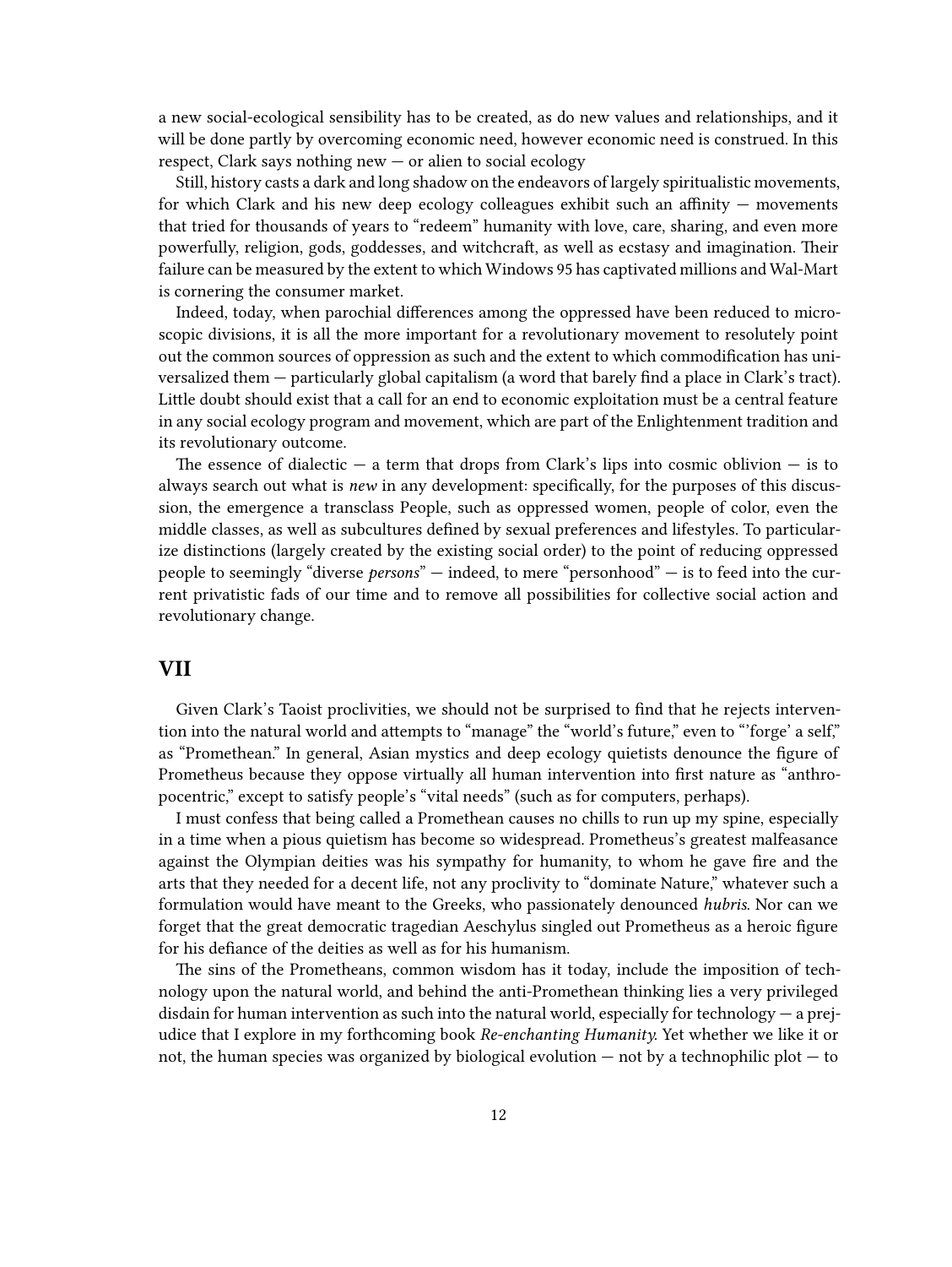a new social-ecological sensibility has to be created, as do new values and relationships, and it will be done partly by overcoming economic need, however economic need is construed. In this respect, Clark says nothing new — or alien to social ecology

Still, history casts a dark and long shadow on the endeavors of largely spiritualistic movements, for which Clark and his new deep ecology colleagues exhibit such an affinity — movements that tried for thousands of years to "redeem" humanity with love, care, sharing, and even more powerfully, religion, gods, goddesses, and witchcraft, as well as ecstasy and imagination. Their failure can be measured by the extent to which Windows 95 has captivated millions and Wal-Mart is cornering the consumer market.

Indeed, today, when parochial differences among the oppressed have been reduced to microscopic divisions, it is all the more important for a revolutionary movement to resolutely point out the common sources of oppression as such and the extent to which commodification has universalized them — particularly global capitalism (a word that barely find a place in Clark's tract). Little doubt should exist that a call for an end to economic exploitation must be a central feature in any social ecology program and movement, which are part of the Enlightenment tradition and its revolutionary outcome.

The essence of dialectic — a term that drops from Clark's lips into cosmic oblivion — is to always search out what is *new* in any development: specifically, for the purposes of this discussion, the emergence a transclass People, such as oppressed women, people of color, even the middle classes, as well as subcultures defined by sexual preferences and lifestyles. To particularize distinctions (largely created by the existing social order) to the point of reducing oppressed people to seemingly "diverse *persons*" — indeed, to mere "personhood" — is to feed into the current privatistic fads of our time and to remove all possibilities for collective social action and revolutionary change.

## VII

Given Clark's Taoist proclivities, we should not be surprised to find that he rejects intervention into the natural world and attempts to "manage" the "world's future," even to "'forge' a self," as "Promethean." In general, Asian mystics and deep ecology quietists denounce the figure of Prometheus because they oppose virtually all human intervention into first nature as "anthropocentric," except to satisfy people's "vital needs" (such as for computers, perhaps).

I must confess that being called a Promethean causes no chills to run up my spine, especially in a time when a pious quietism has become so widespread. Prometheus's greatest malfeasance against the Olympian deities was his sympathy for humanity, to whom he gave fire and the arts that they needed for a decent life, not any proclivity to "dominate Nature," whatever such a formulation would have meant to the Greeks, who passionately denounced *hubris*. Nor can we forget that the great democratic tragedian Aeschylus singled out Prometheus as a heroic figure for his defiance of the deities as well as for his humanism.

The sins of the Prometheans, common wisdom has it today, include the imposition of technology upon the natural world, and behind the anti-Promethean thinking lies a very privileged disdain for human intervention as such into the natural world, especially for technology — a prejudice that I explore in my forthcoming book *Re-enchanting Humanity.* Yet whether we like it or not, the human species was organized by biological evolution — not by a technophilic plot — to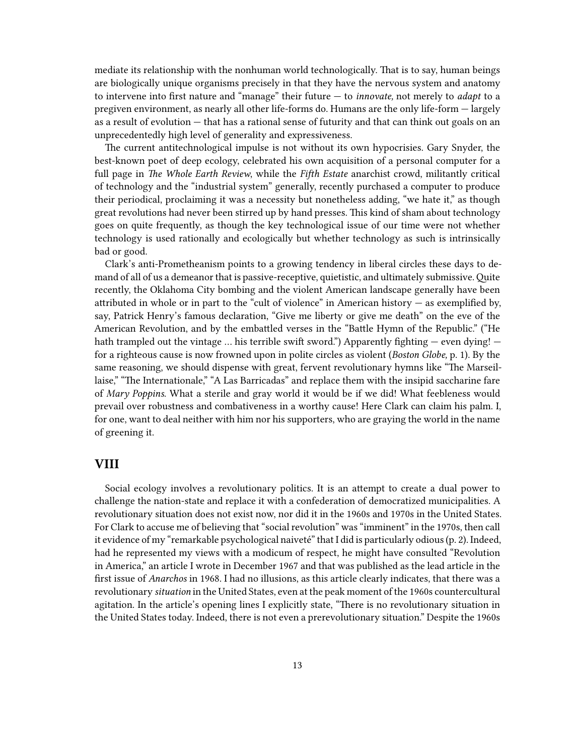mediate its relationship with the nonhuman world technologically. That is to say, human beings are biologically unique organisms precisely in that they have the nervous system and anatomy to intervene into first nature and "manage" their future — to *innovate,* not merely to *adapt* to a pregiven environment, as nearly all other life-forms do. Humans are the only life-form — largely as a result of evolution — that has a rational sense of futurity and that can think out goals on an unprecedentedly high level of generality and expressiveness.

The current antitechnological impulse is not without its own hypocrisies. Gary Snyder, the best-known poet of deep ecology, celebrated his own acquisition of a personal computer for a full page in *The Whole Earth Review*, while the *Fifth Estate* anarchist crowd, militantly critical of technology and the "industrial system" generally, recently purchased a computer to produce their periodical, proclaiming it was a necessity but nonetheless adding, "we hate it," as though great revolutions had never been stirred up by hand presses. This kind of sham about technology goes on quite frequently, as though the key technological issue of our time were not whether technology is used rationally and ecologically but whether technology as such is intrinsically bad or good.

Clark's anti-Prometheanism points to a growing tendency in liberal circles these days to demand of all of us a demeanor that is passive-receptive, quietistic, and ultimately submissive. Quite recently, the Oklahoma City bombing and the violent American landscape generally have been attributed in whole or in part to the "cult of violence" in American history — as exemplified by, say, Patrick Henry's famous declaration, "Give me liberty or give me death" on the eve of the American Revolution, and by the embattled verses in the "Battle Hymn of the Republic." ("He hath trampled out the vintage … his terrible swift sword.") Apparently fighting — even dying! — for a righteous cause is now frowned upon in polite circles as violent (*Boston Globe,* p. 1). By the same reasoning, we should dispense with great, fervent revolutionary hymns like "The Marseillaise," "The Internationale," "A Las Barricadas" and replace them with the insipid saccharine fare of *Mary Poppins*. What a sterile and gray world it would be if we did! What feebleness would prevail over robustness and combativeness in a worthy cause! Here Clark can claim his palm. I, for one, want to deal neither with him nor his supporters, who are graying the world in the name of greening it.

## VIII

Social ecology involves a revolutionary politics. It is an attempt to create a dual power to challenge the nation-state and replace it with a confederation of democratized municipalities. A revolutionary situation does not exist now, nor did it in the 1960s and 1970s in the United States. For Clark to accuse me of believing that "social revolution" was "imminent" in the 1970s, then call it evidence of my "remarkable psychological naiveté" that I did is particularly odious (p. 2). Indeed, had he represented my views with a modicum of respect, he might have consulted "Revolution in America," an article I wrote in December 1967 and that was published as the lead article in the first issue of *Anarchos* in 1968. I had no illusions, as this article clearly indicates, that there was a revolutionary *situation* in the United States, even at the peak moment of the 1960s countercultural agitation. In the article's opening lines I explicitly state, "There is no revolutionary situation in the United States today. Indeed, there is not even a prerevolutionary situation." Despite the 1960s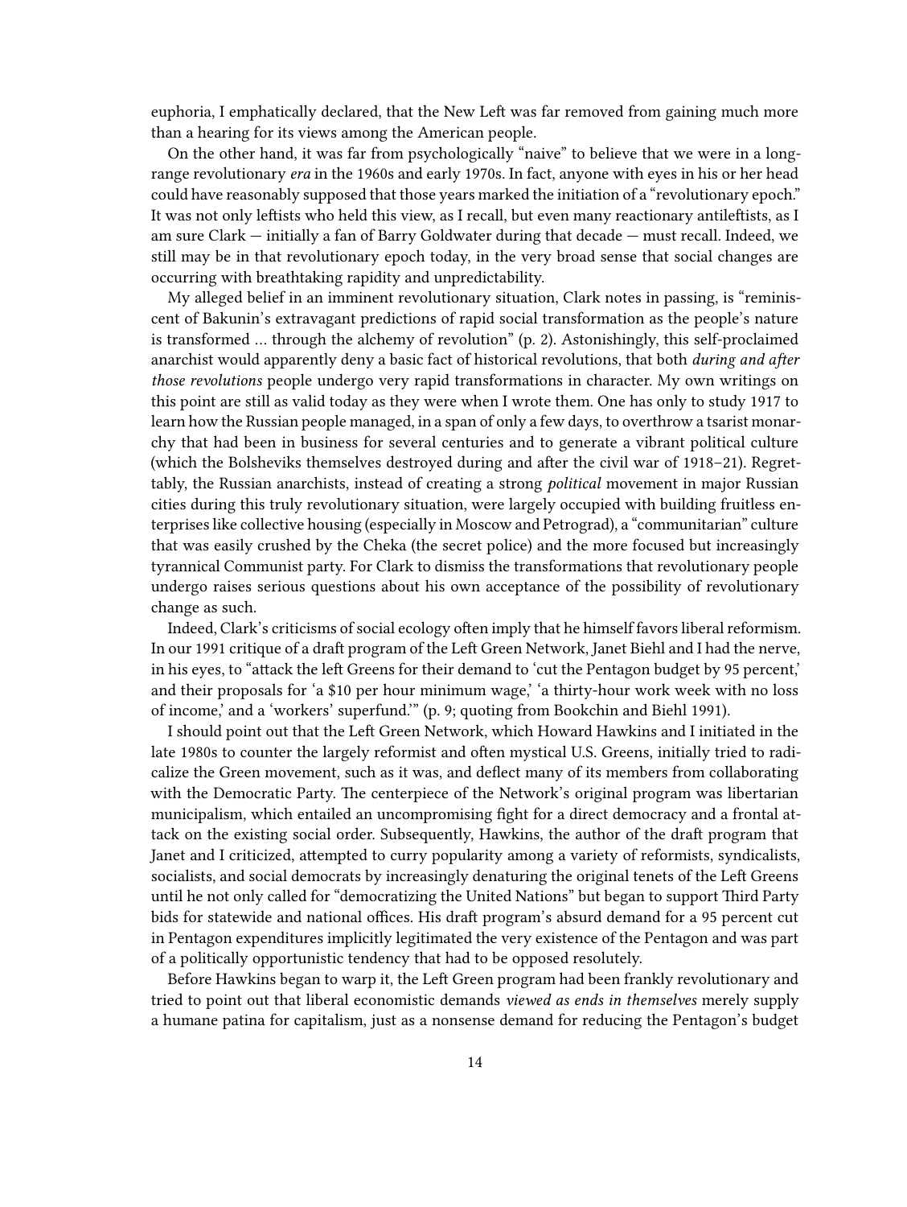euphoria, I emphatically declared, that the New Left was far removed from gaining much more than a hearing for its views among the American people.

On the other hand, it was far from psychologically "naive" to believe that we were in a long-range revolutionary *era* in the 1960s and early 1970s. In fact, anyone with eyes in his or her head could have reasonably supposed that those years marked the initiation of a "revolutionary epoch." It was not only leftists who held this view, as I recall, but even many reactionary antileftists, as I am sure Clark — initially a fan of Barry Goldwater during that decade — must recall. Indeed, we still may be in that revolutionary epoch today, in the very broad sense that social changes are occurring with breathtaking rapidity and unpredictability.

My alleged belief in an imminent revolutionary situation, Clark notes in passing, is "reminiscent of Bakunin's extravagant predictions of rapid social transformation as the people's nature is transformed … through the alchemy of revolution" (p. 2). Astonishingly, this self-proclaimed anarchist would apparently deny a basic fact of historical revolutions, that both *during and after those revolutions* people undergo very rapid transformations in character. My own writings on this point are still as valid today as they were when I wrote them. One has only to study 1917 to learn how the Russian people managed, in a span of only a few days, to overthrow a tsarist monarchy that had been in business for several centuries and to generate a vibrant political culture (which the Bolsheviks themselves destroyed during and after the civil war of 1918–21). Regrettably, the Russian anarchists, instead of creating a strong *political* movement in major Russian cities during this truly revolutionary situation, were largely occupied with building fruitless enterprises like collective housing (especially in Moscow and Petrograd), a "communitarian" culture that was easily crushed by the Cheka (the secret police) and the more focused but increasingly tyrannical Communist party. For Clark to dismiss the transformations that revolutionary people undergo raises serious questions about his own acceptance of the possibility of revolutionary change as such.

Indeed, Clark's criticisms of social ecology often imply that he himself favors liberal reformism. In our 1991 critique of a draft program of the Left Green Network, Janet Biehl and I had the nerve, in his eyes, to "attack the left Greens for their demand to 'cut the Pentagon budget by 95 percent,' and their proposals for 'a $10 per hour minimum wage,' 'a thirty-hour work week with no loss of income,' and a 'workers' superfund.'" (p. 9; quoting from Bookchin and Biehl 1991).

I should point out that the Left Green Network, which Howard Hawkins and I initiated in the late 1980s to counter the largely reformist and often mystical U.S. Greens, initially tried to radicalize the Green movement, such as it was, and deflect many of its members from collaborating with the Democratic Party. The centerpiece of the Network's original program was libertarian municipalism, which entailed an uncompromising fight for a direct democracy and a frontal attack on the existing social order. Subsequently, Hawkins, the author of the draft program that Janet and I criticized, attempted to curry popularity among a variety of reformists, syndicalists, socialists, and social democrats by increasingly denaturing the original tenets of the Left Greens until he not only called for "democratizing the United Nations" but began to support Third Party bids for statewide and national offices. His draft program's absurd demand for a 95 percent cut in Pentagon expenditures implicitly legitimated the very existence of the Pentagon and was part of a politically opportunistic tendency that had to be opposed resolutely.

Before Hawkins began to warp it, the Left Green program had been frankly revolutionary and tried to point out that liberal economistic demands *viewed as ends in themselves* merely supply a humane patina for capitalism, just as a nonsense demand for reducing the Pentagon's budget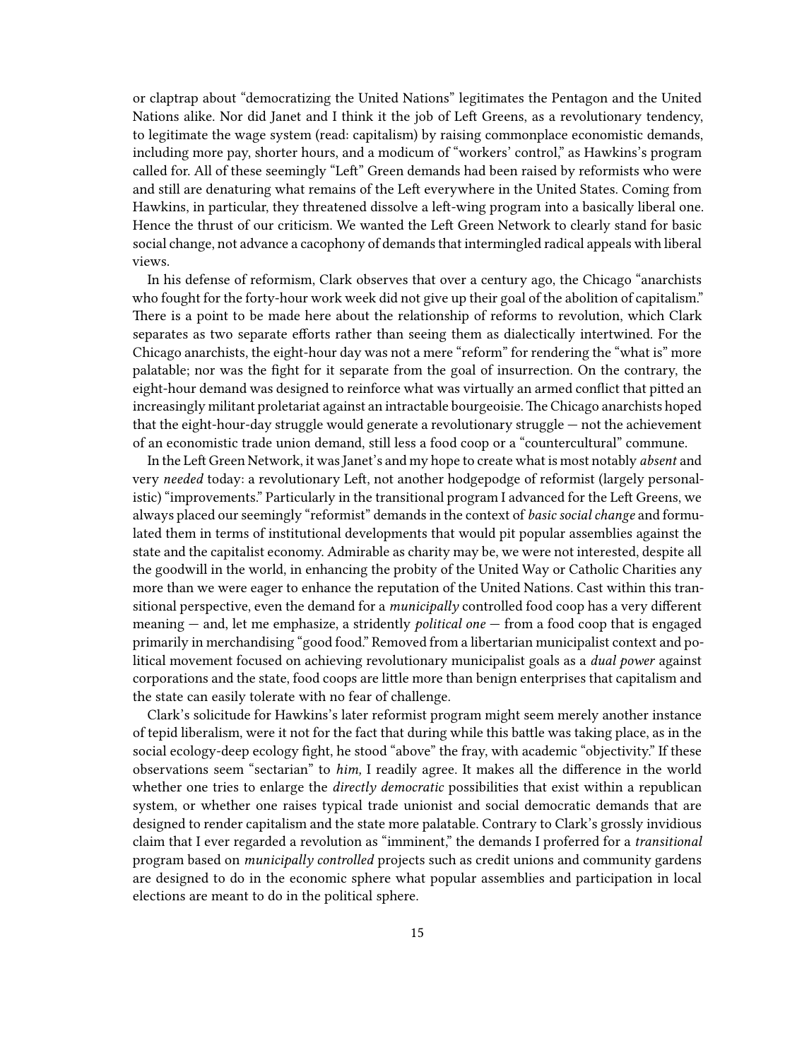or claptrap about "democratizing the United Nations" legitimates the Pentagon and the United Nations alike. Nor did Janet and I think it the job of Left Greens, as a revolutionary tendency, to legitimate the wage system (read: capitalism) by raising commonplace economistic demands, including more pay, shorter hours, and a modicum of "workers' control," as Hawkins's program called for. All of these seemingly "Left" Green demands had been raised by reformists who were and still are denaturing what remains of the Left everywhere in the United States. Coming from Hawkins, in particular, they threatened dissolve a left-wing program into a basically liberal one. Hence the thrust of our criticism. We wanted the Left Green Network to clearly stand for basic social change, not advance a cacophony of demands that intermingled radical appeals with liberal views.

In his defense of reformism, Clark observes that over a century ago, the Chicago "anarchists who fought for the forty-hour work week did not give up their goal of the abolition of capitalism." There is a point to be made here about the relationship of reforms to revolution, which Clark separates as two separate efforts rather than seeing them as dialectically intertwined. For the Chicago anarchists, the eight-hour day was not a mere "reform" for rendering the "what is" more palatable; nor was the fight for it separate from the goal of insurrection. On the contrary, the eight-hour demand was designed to reinforce what was virtually an armed conflict that pitted an increasingly militant proletariat against an intractable bourgeoisie. The Chicago anarchists hoped that the eight-hour-day struggle would generate a revolutionary struggle — not the achievement of an economistic trade union demand, still less a food coop or a "countercultural" commune.

In the Left Green Network, it was Janet's and my hope to create what is most notably *absent* and very *needed* today: a revolutionary Left, not another hodgepodge of reformist (largely personalistic) "improvements." Particularly in the transitional program I advanced for the Left Greens, we always placed our seemingly "reformist" demands in the context of *basic social change* and formulated them in terms of institutional developments that would pit popular assemblies against the state and the capitalist economy. Admirable as charity may be, we were not interested, despite all the goodwill in the world, in enhancing the probity of the United Way or Catholic Charities any more than we were eager to enhance the reputation of the United Nations. Cast within this transitional perspective, even the demand for a *municipally* controlled food coop has a very different meaning — and, let me emphasize, a stridently *political one* — from a food coop that is engaged primarily in merchandising "good food." Removed from a libertarian municipalist context and political movement focused on achieving revolutionary municipalist goals as a *dual power* against corporations and the state, food coops are little more than benign enterprises that capitalism and the state can easily tolerate with no fear of challenge.

Clark's solicitude for Hawkins's later reformist program might seem merely another instance of tepid liberalism, were it not for the fact that during while this battle was taking place, as in the social ecology-deep ecology fight, he stood "above" the fray, with academic "objectivity." If these observations seem "sectarian" to *him,* I readily agree. It makes all the difference in the world whether one tries to enlarge the *directly democratic* possibilities that exist within a republican system, or whether one raises typical trade unionist and social democratic demands that are designed to render capitalism and the state more palatable. Contrary to Clark's grossly invidious claim that I ever regarded a revolution as "imminent," the demands I proferred for a *transitional* program based on *municipally controlled* projects such as credit unions and community gardens are designed to do in the economic sphere what popular assemblies and participation in local elections are meant to do in the political sphere.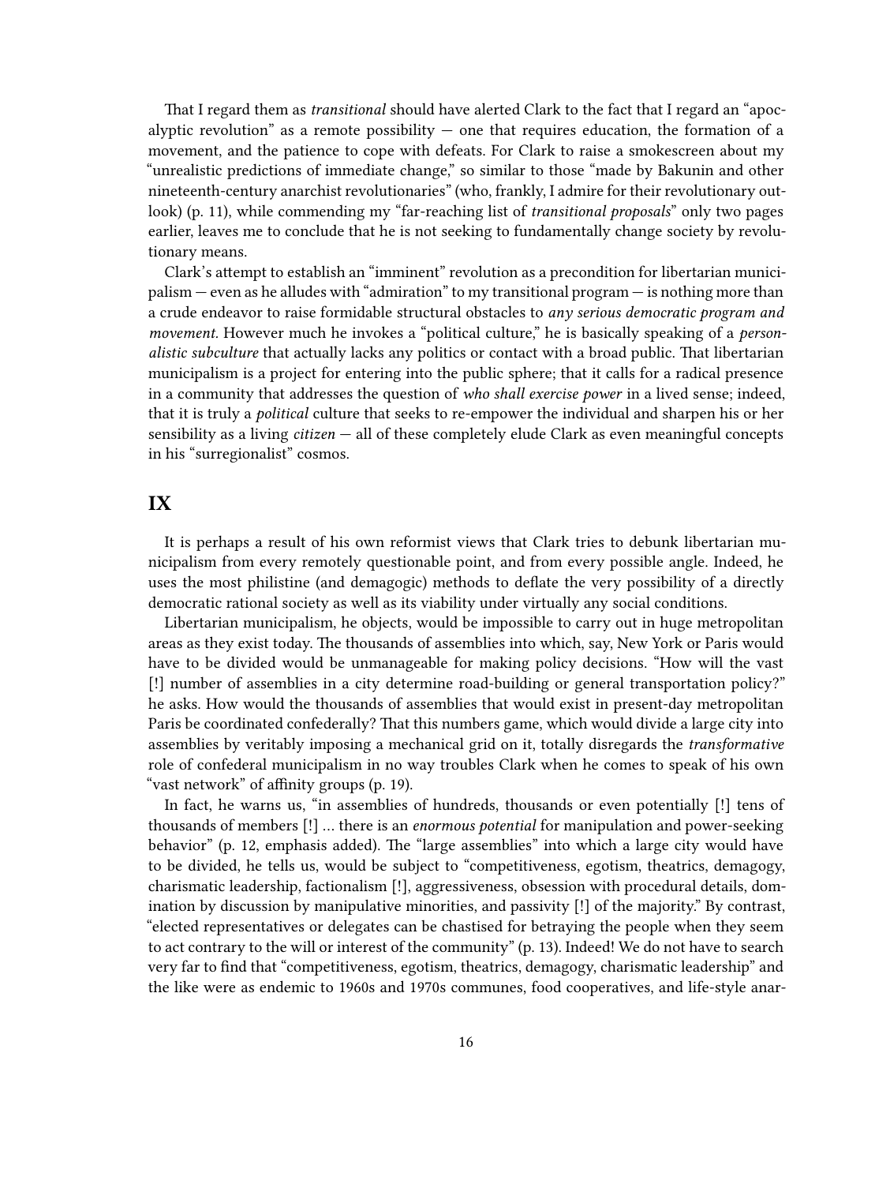That I regard them as *transitional* should have alerted Clark to the fact that I regard an "apocalyptic revolution" as a remote possibility — one that requires education, the formation of a movement, and the patience to cope with defeats. For Clark to raise a smokescreen about my "unrealistic predictions of immediate change," so similar to those "made by Bakunin and other nineteenth-century anarchist revolutionaries" (who, frankly, I admire for their revolutionary outlook) (p. 11), while commending my "far-reaching list of *transitional proposals*" only two pages earlier, leaves me to conclude that he is not seeking to fundamentally change society by revolutionary means.

Clark's attempt to establish an "imminent" revolution as a precondition for libertarian municipalism — even as he alludes with "admiration" to my transitional program — is nothing more than a crude endeavor to raise formidable structural obstacles to *any serious democratic program and movement.* However much he invokes a "political culture," he is basically speaking of a *personalistic subculture* that actually lacks any politics or contact with a broad public. That libertarian municipalism is a project for entering into the public sphere; that it calls for a radical presence in a community that addresses the question of *who shall exercise power* in a lived sense; indeed, that it is truly a *political* culture that seeks to re-empower the individual and sharpen his or her sensibility as a living *citizen* — all of these completely elude Clark as even meaningful concepts in his "surregionalist" cosmos.

## IX

It is perhaps a result of his own reformist views that Clark tries to debunk libertarian municipalism from every remotely questionable point, and from every possible angle. Indeed, he uses the most philistine (and demagogic) methods to deflate the very possibility of a directly democratic rational society as well as its viability under virtually any social conditions.

Libertarian municipalism, he objects, would be impossible to carry out in huge metropolitan areas as they exist today. The thousands of assemblies into which, say, New York or Paris would have to be divided would be unmanageable for making policy decisions. "How will the vast [!] number of assemblies in a city determine road-building or general transportation policy?" he asks. How would the thousands of assemblies that would exist in present-day metropolitan Paris be coordinated confederally? That this numbers game, which would divide a large city into assemblies by veritably imposing a mechanical grid on it, totally disregards the *transformative* role of confederal municipalism in no way troubles Clark when he comes to speak of his own "vast network" of affinity groups (p. 19).

In fact, he warns us, "in assemblies of hundreds, thousands or even potentially [!] tens of thousands of members [!] … there is an *enormous potential* for manipulation and power-seeking behavior" (p. 12, emphasis added). The "large assemblies" into which a large city would have to be divided, he tells us, would be subject to "competitiveness, egotism, theatrics, demagogy, charismatic leadership, factionalism [!], aggressiveness, obsession with procedural details, domination by discussion by manipulative minorities, and passivity [!] of the majority." By contrast, "elected representatives or delegates can be chastised for betraying the people when they seem to act contrary to the will or interest of the community" (p. 13). Indeed! We do not have to search very far to find that "competitiveness, egotism, theatrics, demagogy, charismatic leadership" and the like were as endemic to 1960s and 1970s communes, food cooperatives, and life-style anar-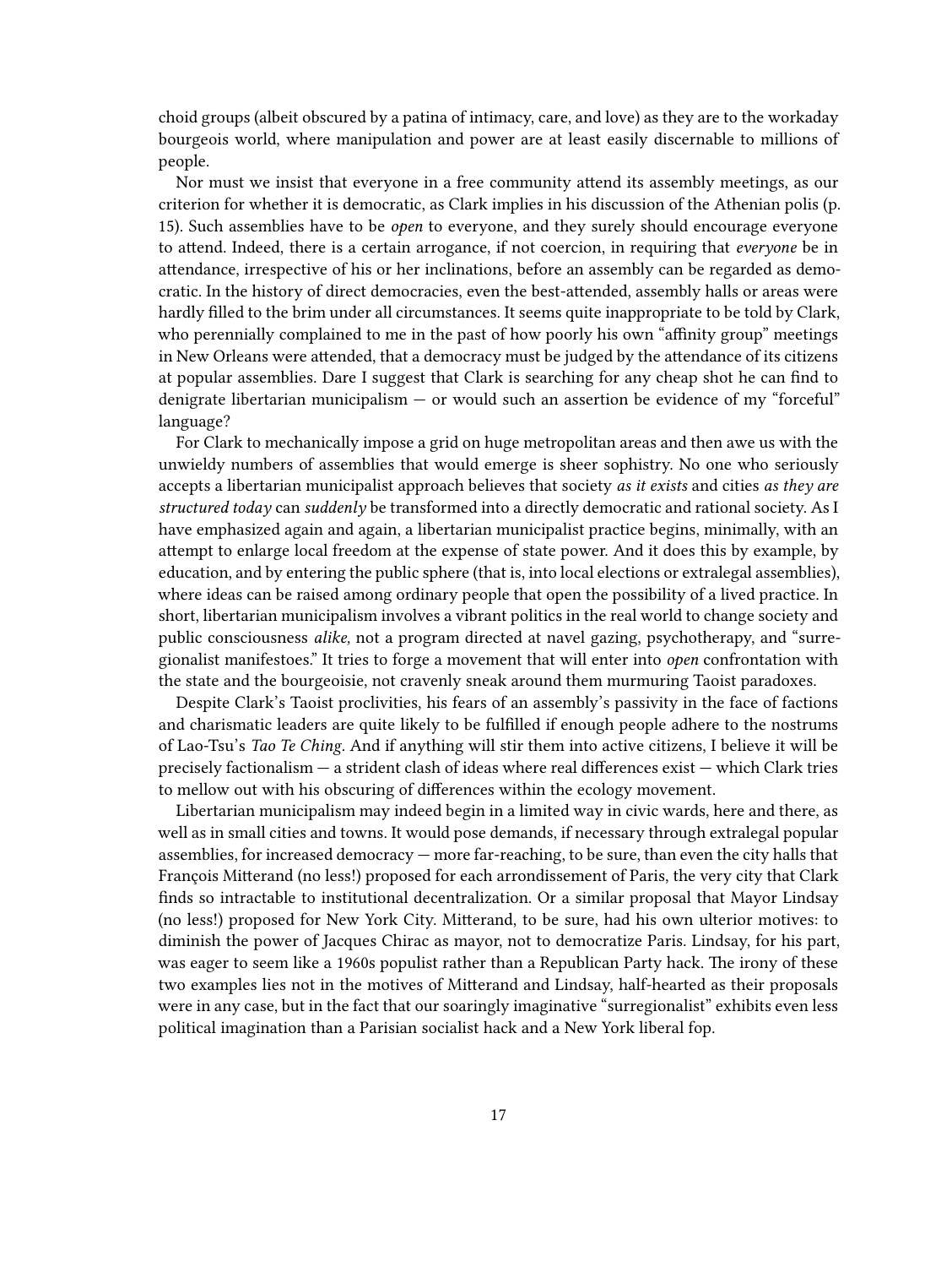choid groups (albeit obscured by a patina of intimacy, care, and love) as they are to the workaday bourgeois world, where manipulation and power are at least easily discernable to millions of people.

Nor must we insist that everyone in a free community attend its assembly meetings, as our criterion for whether it is democratic, as Clark implies in his discussion of the Athenian polis (p. 15). Such assemblies have to be *open* to everyone, and they surely should encourage everyone to attend. Indeed, there is a certain arrogance, if not coercion, in requiring that *everyone* be in attendance, irrespective of his or her inclinations, before an assembly can be regarded as democratic. In the history of direct democracies, even the best-attended, assembly halls or areas were hardly filled to the brim under all circumstances. It seems quite inappropriate to be told by Clark, who perennially complained to me in the past of how poorly his own "affinity group" meetings in New Orleans were attended, that a democracy must be judged by the attendance of its citizens at popular assemblies. Dare I suggest that Clark is searching for any cheap shot he can find to denigrate libertarian municipalism — or would such an assertion be evidence of my "forceful" language?

For Clark to mechanically impose a grid on huge metropolitan areas and then awe us with the unwieldy numbers of assemblies that would emerge is sheer sophistry. No one who seriously accepts a libertarian municipalist approach believes that society *as it exists* and cities *as they are structured today* can *suddenly* be transformed into a directly democratic and rational society. As I have emphasized again and again, a libertarian municipalist practice begins, minimally, with an attempt to enlarge local freedom at the expense of state power. And it does this by example, by education, and by entering the public sphere (that is, into local elections or extralegal assemblies), where ideas can be raised among ordinary people that open the possibility of a lived practice. In short, libertarian municipalism involves a vibrant politics in the real world to change society and public consciousness *alike,* not a program directed at navel gazing, psychotherapy, and "surregionalist manifestoes." It tries to forge a movement that will enter into *open* confrontation with the state and the bourgeoisie, not cravenly sneak around them murmuring Taoist paradoxes.

Despite Clark's Taoist proclivities, his fears of an assembly's passivity in the face of factions and charismatic leaders are quite likely to be fulfilled if enough people adhere to the nostrums of Lao-Tsu's *Tao Te Ching.* And if anything will stir them into active citizens, I believe it will be precisely factionalism — a strident clash of ideas where real differences exist — which Clark tries to mellow out with his obscuring of differences within the ecology movement.

Libertarian municipalism may indeed begin in a limited way in civic wards, here and there, as well as in small cities and towns. It would pose demands, if necessary through extralegal popular assemblies, for increased democracy — more far-reaching, to be sure, than even the city halls that François Mitterand (no less!) proposed for each arrondissement of Paris, the very city that Clark finds so intractable to institutional decentralization. Or a similar proposal that Mayor Lindsay (no less!) proposed for New York City. Mitterand, to be sure, had his own ulterior motives: to diminish the power of Jacques Chirac as mayor, not to democratize Paris. Lindsay, for his part, was eager to seem like a 1960s populist rather than a Republican Party hack. The irony of these two examples lies not in the motives of Mitterand and Lindsay, half-hearted as their proposals were in any case, but in the fact that our soaringly imaginative "surregionalist" exhibits even less political imagination than a Parisian socialist hack and a New York liberal fop.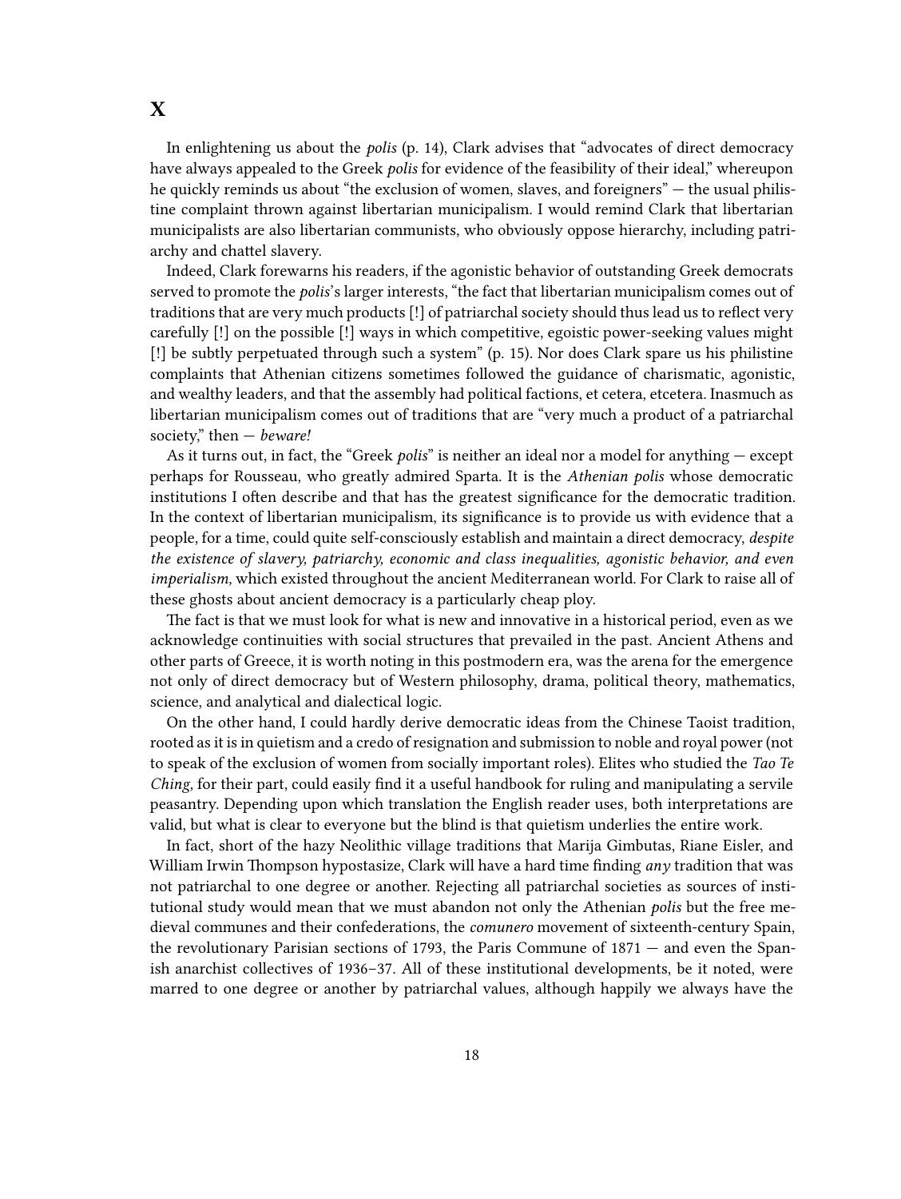# X

In enlightening us about the *polis* (p. 14), Clark advises that "advocates of direct democracy have always appealed to the Greek *polis* for evidence of the feasibility of their ideal," whereupon he quickly reminds us about "the exclusion of women, slaves, and foreigners" — the usual philistine complaint thrown against libertarian municipalism. I would remind Clark that libertarian municipalists are also libertarian communists, who obviously oppose hierarchy, including patriarchy and chattel slavery.

Indeed, Clark forewarns his readers, if the agonistic behavior of outstanding Greek democrats served to promote the *polis*'s larger interests, "the fact that libertarian municipalism comes out of traditions that are very much products [!] of patriarchal society should thus lead us to reflect very carefully [!] on the possible [!] ways in which competitive, egoistic power-seeking values might [!] be subtly perpetuated through such a system" (p. 15). Nor does Clark spare us his philistine complaints that Athenian citizens sometimes followed the guidance of charismatic, agonistic, and wealthy leaders, and that the assembly had political factions, et cetera, etcetera. Inasmuch as libertarian municipalism comes out of traditions that are "very much a product of a patriarchal society," then — *beware!*

As it turns out, in fact, the "Greek *polis*" is neither an ideal nor a model for anything — except perhaps for Rousseau, who greatly admired Sparta. It is the *Athenian polis* whose democratic institutions I often describe and that has the greatest significance for the democratic tradition. In the context of libertarian municipalism, its significance is to provide us with evidence that a people, for a time, could quite self-consciously establish and maintain a direct democracy, *despite the existence of slavery, patriarchy, economic and class inequalities, agonistic behavior, and even imperialism,* which existed throughout the ancient Mediterranean world. For Clark to raise all of these ghosts about ancient democracy is a particularly cheap ploy.

The fact is that we must look for what is new and innovative in a historical period, even as we acknowledge continuities with social structures that prevailed in the past. Ancient Athens and other parts of Greece, it is worth noting in this postmodern era, was the arena for the emergence not only of direct democracy but of Western philosophy, drama, political theory, mathematics, science, and analytical and dialectical logic.

On the other hand, I could hardly derive democratic ideas from the Chinese Taoist tradition, rooted as it is in quietism and a credo of resignation and submission to noble and royal power (not to speak of the exclusion of women from socially important roles). Elites who studied the *Tao Te Ching,* for their part, could easily find it a useful handbook for ruling and manipulating a servile peasantry. Depending upon which translation the English reader uses, both interpretations are valid, but what is clear to everyone but the blind is that quietism underlies the entire work.

In fact, short of the hazy Neolithic village traditions that Marija Gimbutas, Riane Eisler, and William Irwin Thompson hypostasize, Clark will have a hard time finding *any* tradition that was not patriarchal to one degree or another. Rejecting all patriarchal societies as sources of institutional study would mean that we must abandon not only the Athenian *polis* but the free medieval communes and their confederations, the *comunero* movement of sixteenth-century Spain, the revolutionary Parisian sections of 1793, the Paris Commune of 1871 — and even the Spanish anarchist collectives of 1936–37. All of these institutional developments, be it noted, were marred to one degree or another by patriarchal values, although happily we always have the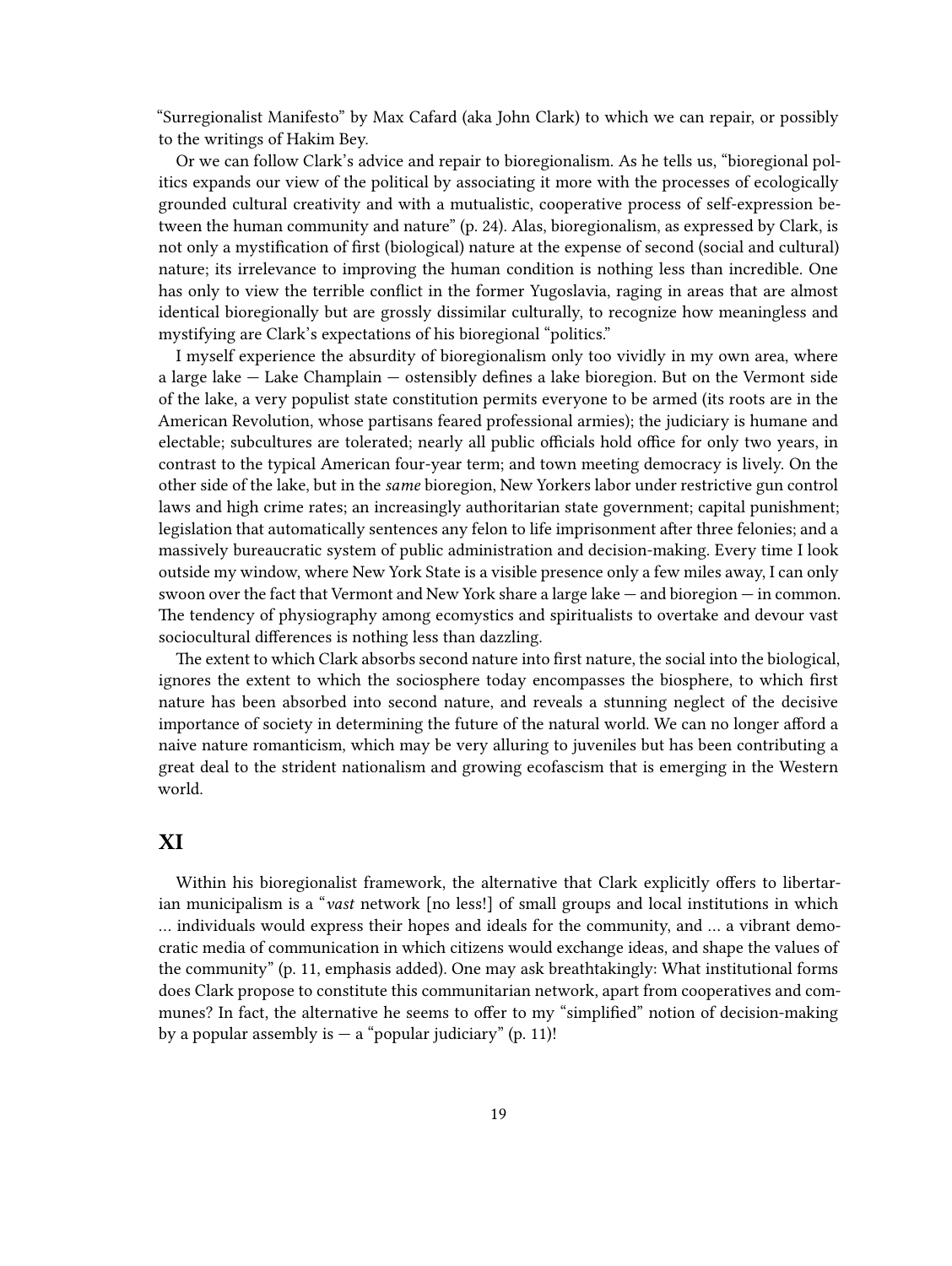"Surregionalist Manifesto" by Max Cafard (aka John Clark) to which we can repair, or possibly to the writings of Hakim Bey.

Or we can follow Clark's advice and repair to bioregionalism. As he tells us, "bioregional politics expands our view of the political by associating it more with the processes of ecologically grounded cultural creativity and with a mutualistic, cooperative process of self-expression between the human community and nature" (p. 24). Alas, bioregionalism, as expressed by Clark, is not only a mystification of first (biological) nature at the expense of second (social and cultural) nature; its irrelevance to improving the human condition is nothing less than incredible. One has only to view the terrible conflict in the former Yugoslavia, raging in areas that are almost identical bioregionally but are grossly dissimilar culturally, to recognize how meaningless and mystifying are Clark's expectations of his bioregional "politics."

I myself experience the absurdity of bioregionalism only too vividly in my own area, where a large lake — Lake Champlain — ostensibly defines a lake bioregion. But on the Vermont side of the lake, a very populist state constitution permits everyone to be armed (its roots are in the American Revolution, whose partisans feared professional armies); the judiciary is humane and electable; subcultures are tolerated; nearly all public officials hold office for only two years, in contrast to the typical American four-year term; and town meeting democracy is lively. On the other side of the lake, but in the *same* bioregion, New Yorkers labor under restrictive gun control laws and high crime rates; an increasingly authoritarian state government; capital punishment; legislation that automatically sentences any felon to life imprisonment after three felonies; and a massively bureaucratic system of public administration and decision-making. Every time I look outside my window, where New York State is a visible presence only a few miles away, I can only swoon over the fact that Vermont and New York share a large lake — and bioregion — in common. The tendency of physiography among ecomystics and spiritualists to overtake and devour vast sociocultural differences is nothing less than dazzling.

The extent to which Clark absorbs second nature into first nature, the social into the biological, ignores the extent to which the sociosphere today encompasses the biosphere, to which first nature has been absorbed into second nature, and reveals a stunning neglect of the decisive importance of society in determining the future of the natural world. We can no longer afford a naive nature romanticism, which may be very alluring to juveniles but has been contributing a great deal to the strident nationalism and growing ecofascism that is emerging in the Western world.

## XI

Within his bioregionalist framework, the alternative that Clark explicitly offers to libertarian municipalism is a "*vast* network [no less!] of small groups and local institutions in which … individuals would express their hopes and ideals for the community, and … a vibrant democratic media of communication in which citizens would exchange ideas, and shape the values of the community" (p. 11, emphasis added). One may ask breathtakingly: What institutional forms does Clark propose to constitute this communitarian network, apart from cooperatives and communes? In fact, the alternative he seems to offer to my "simplified" notion of decision-making by a popular assembly is — a "popular judiciary" (p. 11)!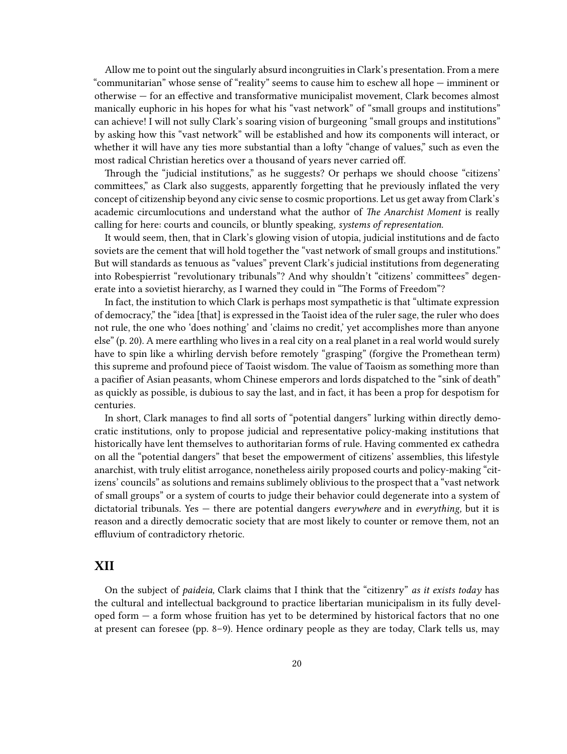Allow me to point out the singularly absurd incongruities in Clark's presentation. From a mere "communitarian" whose sense of "reality" seems to cause him to eschew all hope — imminent or otherwise — for an effective and transformative municipalist movement, Clark becomes almost manically euphoric in his hopes for what his "vast network" of "small groups and institutions" can achieve! I will not sully Clark's soaring vision of burgeoning "small groups and institutions" by asking how this "vast network" will be established and how its components will interact, or whether it will have any ties more substantial than a lofty "change of values," such as even the most radical Christian heretics over a thousand of years never carried off.

Through the "judicial institutions," as he suggests? Or perhaps we should choose "citizens' committees," as Clark also suggests, apparently forgetting that he previously inflated the very concept of citizenship beyond any civic sense to cosmic proportions. Let us get away from Clark's academic circumlocutions and understand what the author of *The Anarchist Moment* is really calling for here: courts and councils, or bluntly speaking, *systems of representation.*

It would seem, then, that in Clark's glowing vision of utopia, judicial institutions and de facto soviets are the cement that will hold together the "vast network of small groups and institutions." But will standards as tenuous as "values" prevent Clark's judicial institutions from degenerating into Robespierrist "revolutionary tribunals"? And why shouldn't "citizens' committees" degenerate into a sovietist hierarchy, as I warned they could in "The Forms of Freedom"?

In fact, the institution to which Clark is perhaps most sympathetic is that "ultimate expression of democracy," the "idea [that] is expressed in the Taoist idea of the ruler sage, the ruler who does not rule, the one who 'does nothing' and 'claims no credit,' yet accomplishes more than anyone else" (p. 20). A mere earthling who lives in a real city on a real planet in a real world would surely have to spin like a whirling dervish before remotely "grasping" (forgive the Promethean term) this supreme and profound piece of Taoist wisdom. The value of Taoism as something more than a pacifier of Asian peasants, whom Chinese emperors and lords dispatched to the "sink of death" as quickly as possible, is dubious to say the last, and in fact, it has been a prop for despotism for centuries.

In short, Clark manages to find all sorts of "potential dangers" lurking within directly democratic institutions, only to propose judicial and representative policy-making institutions that historically have lent themselves to authoritarian forms of rule. Having commented ex cathedra on all the "potential dangers" that beset the empowerment of citizens' assemblies, this lifestyle anarchist, with truly elitist arrogance, nonetheless airily proposed courts and policy-making "citizens' councils" as solutions and remains sublimely oblivious to the prospect that a "vast network of small groups" or a system of courts to judge their behavior could degenerate into a system of dictatorial tribunals. Yes — there are potential dangers *everywhere* and in *everything*, but it is reason and a directly democratic society that are most likely to counter or remove them, not an effluvium of contradictory rhetoric.

## XII

On the subject of *paideia,* Clark claims that I think that the "citizenry" *as it exists today* has the cultural and intellectual background to practice libertarian municipalism in its fully developed form — a form whose fruition has yet to be determined by historical factors that no one at present can foresee (pp. 8–9). Hence ordinary people as they are today, Clark tells us, may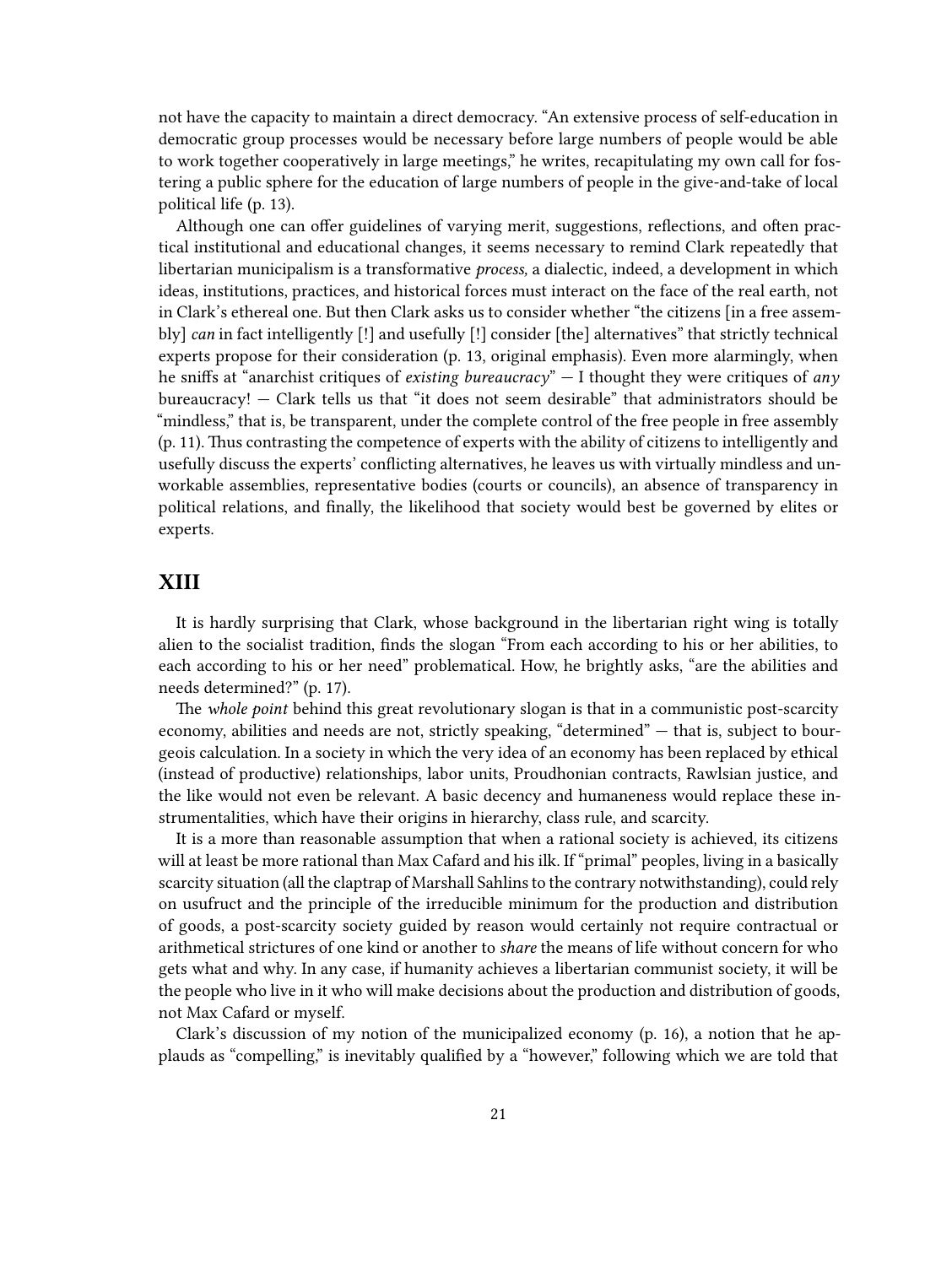not have the capacity to maintain a direct democracy. "An extensive process of self-education in democratic group processes would be necessary before large numbers of people would be able to work together cooperatively in large meetings," he writes, recapitulating my own call for fostering a public sphere for the education of large numbers of people in the give-and-take of local political life (p. 13).

Although one can offer guidelines of varying merit, suggestions, reflections, and often practical institutional and educational changes, it seems necessary to remind Clark repeatedly that libertarian municipalism is a transformative *process,* a dialectic, indeed, a development in which ideas, institutions, practices, and historical forces must interact on the face of the real earth, not in Clark's ethereal one. But then Clark asks us to consider whether "the citizens [in a free assembly] *can* in fact intelligently [!] and usefully [!] consider [the] alternatives" that strictly technical experts propose for their consideration (p. 13, original emphasis). Even more alarmingly, when he sniffs at "anarchist critiques of *existing bureaucracy*" — I thought they were critiques of *any* bureaucracy! — Clark tells us that "it does not seem desirable" that administrators should be "mindless," that is, be transparent, under the complete control of the free people in free assembly (p. 11). Thus contrasting the competence of experts with the ability of citizens to intelligently and usefully discuss the experts' conflicting alternatives, he leaves us with virtually mindless and unworkable assemblies, representative bodies (courts or councils), an absence of transparency in political relations, and finally, the likelihood that society would best be governed by elites or experts.

## XIII

It is hardly surprising that Clark, whose background in the libertarian right wing is totally alien to the socialist tradition, finds the slogan "From each according to his or her abilities, to each according to his or her need" problematical. How, he brightly asks, "are the abilities and needs determined?" (p. 17).

The *whole point* behind this great revolutionary slogan is that in a communistic post-scarcity economy, abilities and needs are not, strictly speaking, "determined" — that is, subject to bourgeois calculation. In a society in which the very idea of an economy has been replaced by ethical (instead of productive) relationships, labor units, Proudhonian contracts, Rawlsian justice, and the like would not even be relevant. A basic decency and humaneness would replace these instrumentalities, which have their origins in hierarchy, class rule, and scarcity.

It is a more than reasonable assumption that when a rational society is achieved, its citizens will at least be more rational than Max Cafard and his ilk. If "primal" peoples, living in a basically scarcity situation (all the claptrap of Marshall Sahlins to the contrary notwithstanding), could rely on usufruct and the principle of the irreducible minimum for the production and distribution of goods, a post-scarcity society guided by reason would certainly not require contractual or arithmetical strictures of one kind or another to *share* the means of life without concern for who gets what and why. In any case, if humanity achieves a libertarian communist society, it will be the people who live in it who will make decisions about the production and distribution of goods, not Max Cafard or myself.

Clark's discussion of my notion of the municipalized economy (p. 16), a notion that he applauds as "compelling," is inevitably qualified by a "however," following which we are told that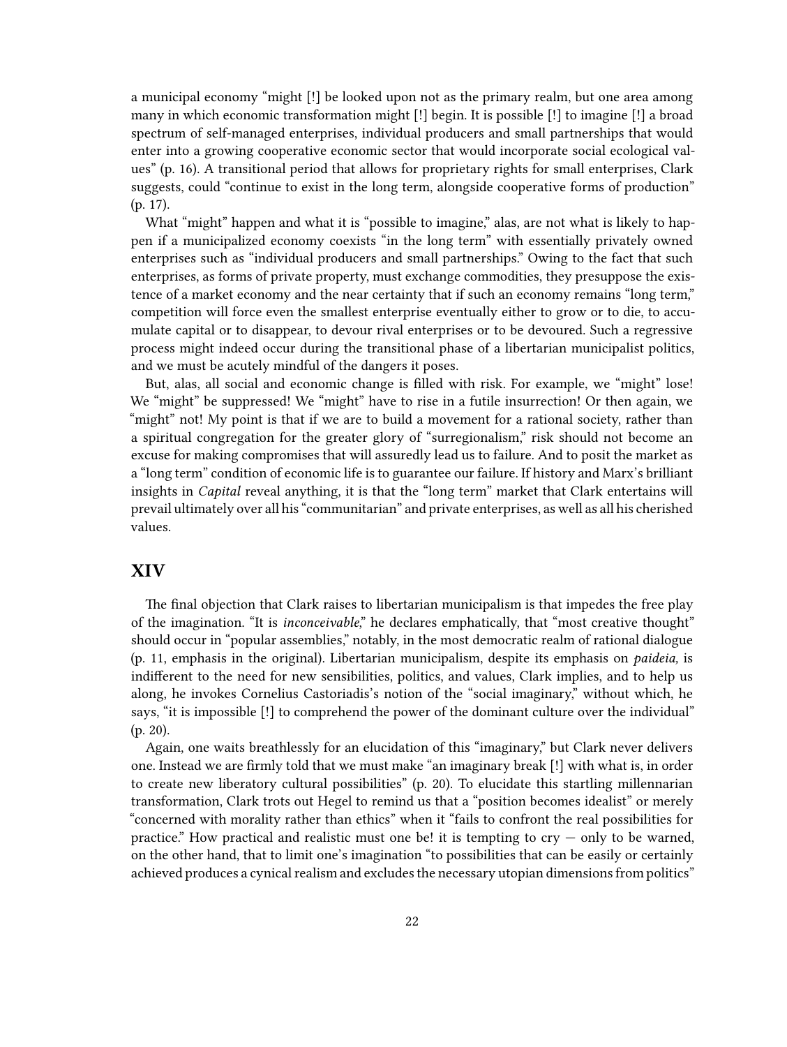a municipal economy "might [!] be looked upon not as the primary realm, but one area among many in which economic transformation might [!] begin. It is possible [!] to imagine [!] a broad spectrum of self-managed enterprises, individual producers and small partnerships that would enter into a growing cooperative economic sector that would incorporate social ecological values" (p. 16). A transitional period that allows for proprietary rights for small enterprises, Clark suggests, could "continue to exist in the long term, alongside cooperative forms of production" (p. 17).

What "might" happen and what it is "possible to imagine," alas, are not what is likely to happen if a municipalized economy coexists "in the long term" with essentially privately owned enterprises such as "individual producers and small partnerships." Owing to the fact that such enterprises, as forms of private property, must exchange commodities, they presuppose the existence of a market economy and the near certainty that if such an economy remains "long term," competition will force even the smallest enterprise eventually either to grow or to die, to accumulate capital or to disappear, to devour rival enterprises or to be devoured. Such a regressive process might indeed occur during the transitional phase of a libertarian municipalist politics, and we must be acutely mindful of the dangers it poses.

But, alas, all social and economic change is filled with risk. For example, we "might" lose! We "might" be suppressed! We "might" have to rise in a futile insurrection! Or then again, we "might" not! My point is that if we are to build a movement for a rational society, rather than a spiritual congregation for the greater glory of "surregionalism," risk should not become an excuse for making compromises that will assuredly lead us to failure. And to posit the market as a "long term" condition of economic life is to guarantee our failure. If history and Marx's brilliant insights in *Capital* reveal anything, it is that the "long term" market that Clark entertains will prevail ultimately over all his "communitarian" and private enterprises, as well as all his cherished values.

## XIV

The final objection that Clark raises to libertarian municipalism is that impedes the free play of the imagination. "It is *inconceivable*," he declares emphatically, that "most creative thought" should occur in "popular assemblies," notably, in the most democratic realm of rational dialogue (p. 11, emphasis in the original). Libertarian municipalism, despite its emphasis on *paideia,* is indifferent to the need for new sensibilities, politics, and values, Clark implies, and to help us along, he invokes Cornelius Castoriadis's notion of the "social imaginary," without which, he says, "it is impossible [!] to comprehend the power of the dominant culture over the individual" (p. 20).

Again, one waits breathlessly for an elucidation of this "imaginary," but Clark never delivers one. Instead we are firmly told that we must make "an imaginary break [!] with what is, in order to create new liberatory cultural possibilities" (p. 20). To elucidate this startling millennarian transformation, Clark trots out Hegel to remind us that a "position becomes idealist" or merely "concerned with morality rather than ethics" when it "fails to confront the real possibilities for practice." How practical and realistic must one be! it is tempting to cry — only to be warned, on the other hand, that to limit one's imagination "to possibilities that can be easily or certainly achieved produces a cynical realism and excludes the necessary utopian dimensions from politics"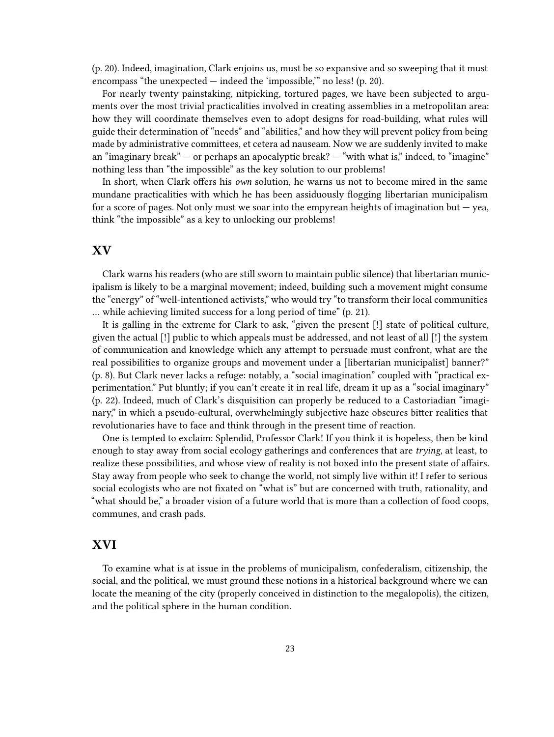(p. 20). Indeed, imagination, Clark enjoins us, must be so expansive and so sweeping that it must encompass “the unexpected — indeed the ‘impossible,’” no less! (p. 20).

For nearly twenty painstaking, nitpicking, tortured pages, we have been subjected to arguments over the most trivial practicalities involved in creating assemblies in a metropolitan area: how they will coordinate themselves even to adopt designs for road-building, what rules will guide their determination of “needs” and “abilities,” and how they will prevent policy from being made by administrative committees, et cetera ad nauseam. Now we are suddenly invited to make an “imaginary break” — or perhaps an apocalyptic break? — “with what is,” indeed, to “imagine” nothing less than “the impossible” as the key solution to our problems!

In short, when Clark offers his *own* solution, he warns us not to become mired in the same mundane practicalities with which he has been assiduously flogging libertarian municipalism for a score of pages. Not only must we soar into the empyrean heights of imagination but — yea, think “the impossible” as a key to unlocking our problems!

## XV

Clark warns his readers (who are still sworn to maintain public silence) that libertarian municipalism is likely to be a marginal movement; indeed, building such a movement might consume the “energy” of “well-intentioned activists,” who would try “to transform their local communities … while achieving limited success for a long period of time” (p. 21).

It is galling in the extreme for Clark to ask, “given the present [!] state of political culture, given the actual [!] public to which appeals must be addressed, and not least of all [!] the system of communication and knowledge which any attempt to persuade must confront, what are the real possibilities to organize groups and movement under a [libertarian municipalist] banner?” (p. 8). But Clark never lacks a refuge: notably, a “social imagination” coupled with “practical experimentation.” Put bluntly; if you can’t create it in real life, dream it up as a “social imaginary” (p. 22). Indeed, much of Clark’s disquisition can properly be reduced to a Castoriadian “imaginary,” in which a pseudo-cultural, overwhelmingly subjective haze obscures bitter realities that revolutionaries have to face and think through in the present time of reaction.

One is tempted to exclaim: Splendid, Professor Clark! If you think it is hopeless, then be kind enough to stay away from social ecology gatherings and conferences that are *trying,* at least, to realize these possibilities, and whose view of reality is not boxed into the present state of affairs. Stay away from people who seek to change the world, not simply live within it! I refer to serious social ecologists who are not fixated on “what is” but are concerned with truth, rationality, and “what should be,” a broader vision of a future world that is more than a collection of food coops, communes, and crash pads.

## XVI

To examine what is at issue in the problems of municipalism, confederalism, citizenship, the social, and the political, we must ground these notions in a historical background where we can locate the meaning of the city (properly conceived in distinction to the megalopolis), the citizen, and the political sphere in the human condition.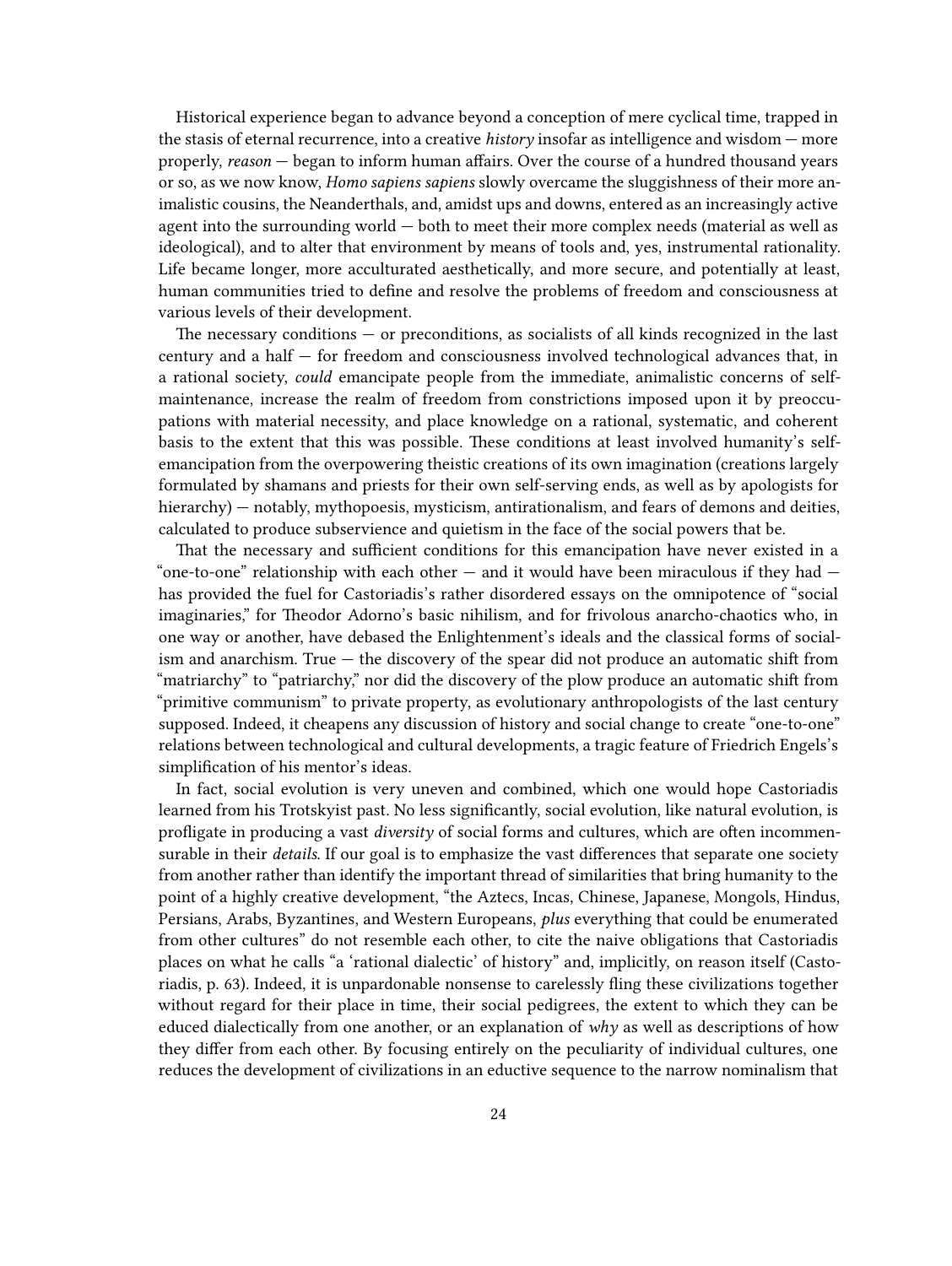Historical experience began to advance beyond a conception of mere cyclical time, trapped in the stasis of eternal recurrence, into a creative *history* insofar as intelligence and wisdom — more properly, *reason* — began to inform human affairs. Over the course of a hundred thousand years or so, as we now know, *Homo sapiens sapiens* slowly overcame the sluggishness of their more animalistic cousins, the Neanderthals, and, amidst ups and downs, entered as an increasingly active agent into the surrounding world — both to meet their more complex needs (material as well as ideological), and to alter that environment by means of tools and, yes, instrumental rationality. Life became longer, more acculturated aesthetically, and more secure, and potentially at least, human communities tried to define and resolve the problems of freedom and consciousness at various levels of their development.

The necessary conditions — or preconditions, as socialists of all kinds recognized in the last century and a half — for freedom and consciousness involved technological advances that, in a rational society, *could* emancipate people from the immediate, animalistic concerns of self-maintenance, increase the realm of freedom from constrictions imposed upon it by preoccupations with material necessity, and place knowledge on a rational, systematic, and coherent basis to the extent that this was possible. These conditions at least involved humanity's self-emancipation from the overpowering theistic creations of its own imagination (creations largely formulated by shamans and priests for their own self-serving ends, as well as by apologists for hierarchy) — notably, mythopoesis, mysticism, antirationalism, and fears of demons and deities, calculated to produce subservience and quietism in the face of the social powers that be.

That the necessary and sufficient conditions for this emancipation have never existed in a "one-to-one" relationship with each other — and it would have been miraculous if they had — has provided the fuel for Castoriadis's rather disordered essays on the omnipotence of "social imaginaries," for Theodor Adorno's basic nihilism, and for frivolous anarcho-chaotics who, in one way or another, have debased the Enlightenment's ideals and the classical forms of socialism and anarchism. True — the discovery of the spear did not produce an automatic shift from "matriarchy" to "patriarchy," nor did the discovery of the plow produce an automatic shift from "primitive communism" to private property, as evolutionary anthropologists of the last century supposed. Indeed, it cheapens any discussion of history and social change to create "one-to-one" relations between technological and cultural developments, a tragic feature of Friedrich Engels's simplification of his mentor's ideas.

In fact, social evolution is very uneven and combined, which one would hope Castoriadis learned from his Trotskyist past. No less significantly, social evolution, like natural evolution, is profligate in producing a vast *diversity* of social forms and cultures, which are often incommensurable in their *details*. If our goal is to emphasize the vast differences that separate one society from another rather than identify the important thread of similarities that bring humanity to the point of a highly creative development, "the Aztecs, Incas, Chinese, Japanese, Mongols, Hindus, Persians, Arabs, Byzantines, and Western Europeans, *plus* everything that could be enumerated from other cultures" do not resemble each other, to cite the naive obligations that Castoriadis places on what he calls "a 'rational dialectic' of history" and, implicitly, on reason itself (Castoriadis, p. 63). Indeed, it is unpardonable nonsense to carelessly fling these civilizations together without regard for their place in time, their social pedigrees, the extent to which they can be educed dialectically from one another, or an explanation of *why* as well as descriptions of how they differ from each other. By focusing entirely on the peculiarity of individual cultures, one reduces the development of civilizations in an eductive sequence to the narrow nominalism that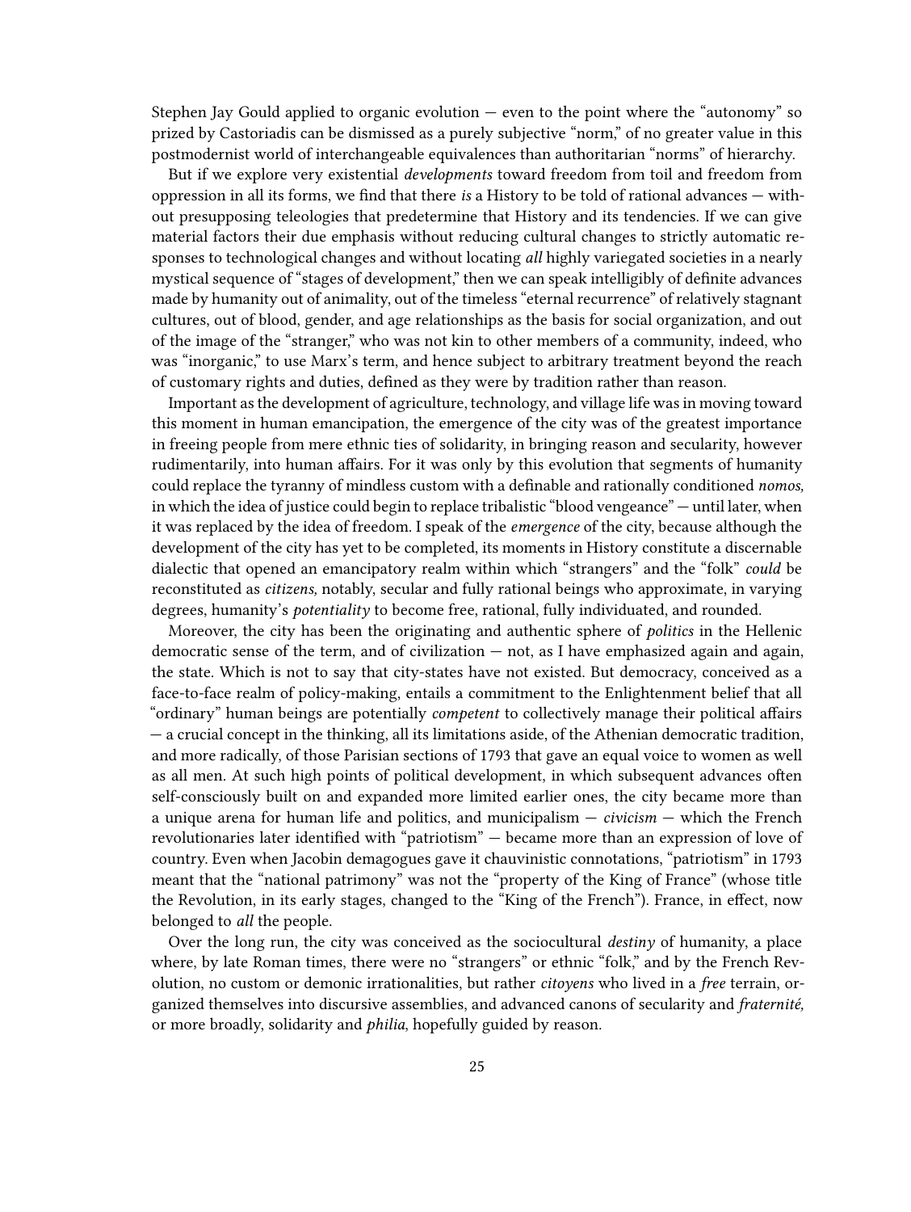Stephen Jay Gould applied to organic evolution — even to the point where the "autonomy" so prized by Castoriadis can be dismissed as a purely subjective "norm," of no greater value in this postmodernist world of interchangeable equivalences than authoritarian "norms" of hierarchy.

But if we explore very existential *developments* toward freedom from toil and freedom from oppression in all its forms, we find that there *is* a History to be told of rational advances — without presupposing teleologies that predetermine that History and its tendencies. If we can give material factors their due emphasis without reducing cultural changes to strictly automatic responses to technological changes and without locating *all* highly variegated societies in a nearly mystical sequence of "stages of development," then we can speak intelligibly of definite advances made by humanity out of animality, out of the timeless "eternal recurrence" of relatively stagnant cultures, out of blood, gender, and age relationships as the basis for social organization, and out of the image of the "stranger," who was not kin to other members of a community, indeed, who was "inorganic," to use Marx's term, and hence subject to arbitrary treatment beyond the reach of customary rights and duties, defined as they were by tradition rather than reason.

Important as the development of agriculture, technology, and village life was in moving toward this moment in human emancipation, the emergence of the city was of the greatest importance in freeing people from mere ethnic ties of solidarity, in bringing reason and secularity, however rudimentarily, into human affairs. For it was only by this evolution that segments of humanity could replace the tyranny of mindless custom with a definable and rationally conditioned *nomos,* in which the idea of justice could begin to replace tribalistic "blood vengeance" — until later, when it was replaced by the idea of freedom. I speak of the *emergence* of the city, because although the development of the city has yet to be completed, its moments in History constitute a discernable dialectic that opened an emancipatory realm within which "strangers" and the "folk" *could* be reconstituted as *citizens,* notably, secular and fully rational beings who approximate, in varying degrees, humanity's *potentiality* to become free, rational, fully individuated, and rounded.

Moreover, the city has been the originating and authentic sphere of *politics* in the Hellenic democratic sense of the term, and of civilization — not, as I have emphasized again and again, the state. Which is not to say that city-states have not existed. But democracy, conceived as a face-to-face realm of policy-making, entails a commitment to the Enlightenment belief that all "ordinary" human beings are potentially *competent* to collectively manage their political affairs — a crucial concept in the thinking, all its limitations aside, of the Athenian democratic tradition, and more radically, of those Parisian sections of 1793 that gave an equal voice to women as well as all men. At such high points of political development, in which subsequent advances often self-consciously built on and expanded more limited earlier ones, the city became more than a unique arena for human life and politics, and municipalism — *civicism* — which the French revolutionaries later identified with "patriotism" — became more than an expression of love of country. Even when Jacobin demagogues gave it chauvinistic connotations, "patriotism" in 1793 meant that the "national patrimony" was not the "property of the King of France" (whose title the Revolution, in its early stages, changed to the "King of the French"). France, in effect, now belonged to *all* the people.

Over the long run, the city was conceived as the sociocultural *destiny* of humanity, a place where, by late Roman times, there were no "strangers" or ethnic "folk," and by the French Revolution, no custom or demonic irrationalities, but rather *citoyens* who lived in a *free* terrain, organized themselves into discursive assemblies, and advanced canons of secularity and *fraternité,* or more broadly, solidarity and *philia,* hopefully guided by reason.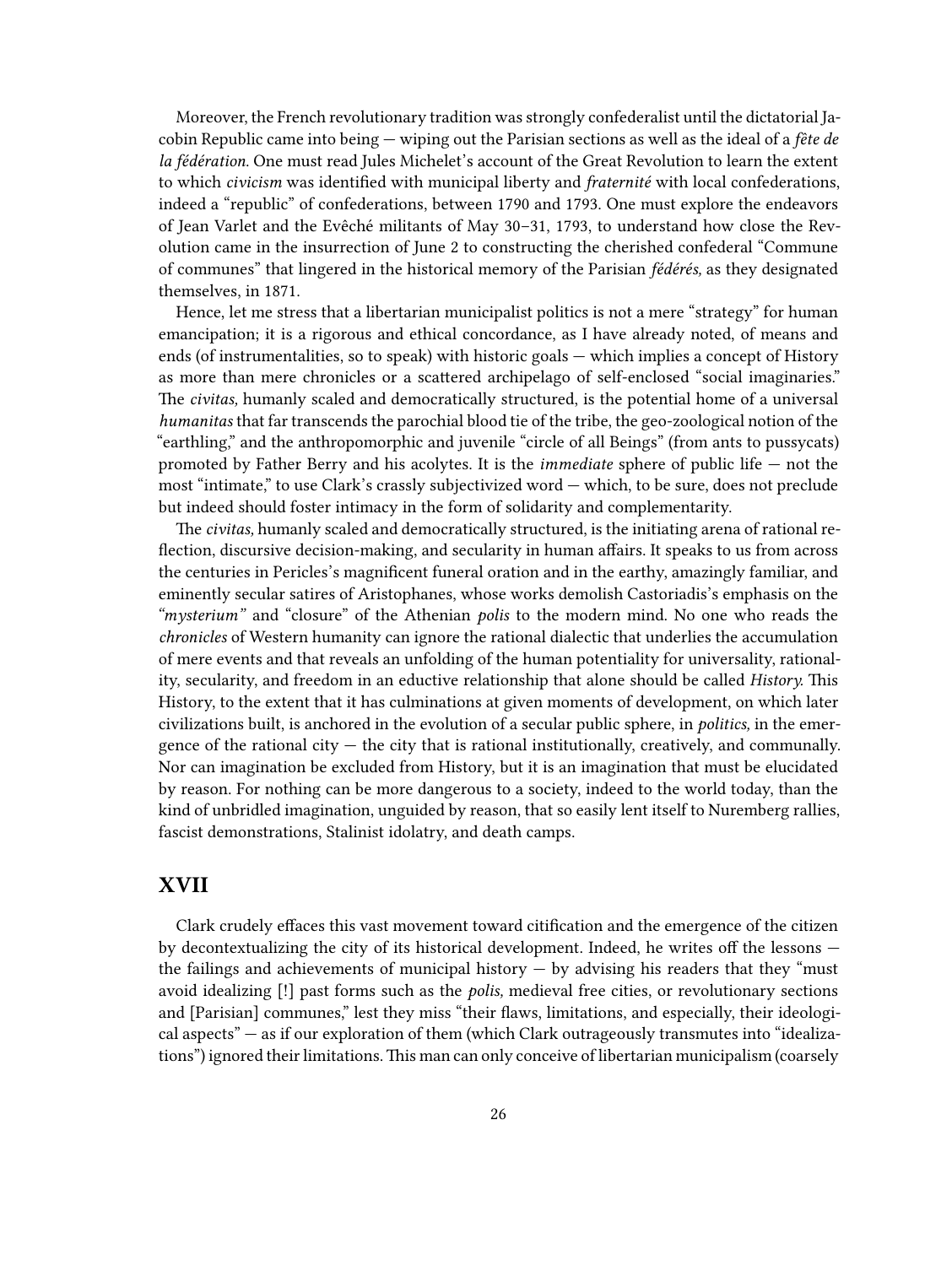Moreover, the French revolutionary tradition was strongly confederalist until the dictatorial Jacobin Republic came into being — wiping out the Parisian sections as well as the ideal of a *fête de la fédération.* One must read Jules Michelet's account of the Great Revolution to learn the extent to which *civicism* was identified with municipal liberty and *fraternité* with local confederations, indeed a "republic" of confederations, between 1790 and 1793. One must explore the endeavors of Jean Varlet and the Evêché militants of May 30–31, 1793, to understand how close the Revolution came in the insurrection of June 2 to constructing the cherished confederal "Commune of communes" that lingered in the historical memory of the Parisian *fédérés,* as they designated themselves, in 1871.

Hence, let me stress that a libertarian municipalist politics is not a mere "strategy" for human emancipation; it is a rigorous and ethical concordance, as I have already noted, of means and ends (of instrumentalities, so to speak) with historic goals — which implies a concept of History as more than mere chronicles or a scattered archipelago of self-enclosed "social imaginaries." The *civitas,* humanly scaled and democratically structured, is the potential home of a universal *humanitas* that far transcends the parochial blood tie of the tribe, the geo-zoological notion of the "earthling," and the anthropomorphic and juvenile "circle of all Beings" (from ants to pussycats) promoted by Father Berry and his acolytes. It is the *immediate* sphere of public life — not the most "intimate," to use Clark's crassly subjectivized word — which, to be sure, does not preclude but indeed should foster intimacy in the form of solidarity and complementarity.

The *civitas,* humanly scaled and democratically structured, is the initiating arena of rational reflection, discursive decision-making, and secularity in human affairs. It speaks to us from across the centuries in Pericles's magnificent funeral oration and in the earthy, amazingly familiar, and eminently secular satires of Aristophanes, whose works demolish Castoriadis's emphasis on the "*mysterium*" and "closure" of the Athenian *polis* to the modern mind. No one who reads the *chronicles* of Western humanity can ignore the rational dialectic that underlies the accumulation of mere events and that reveals an unfolding of the human potentiality for universality, rationality, secularity, and freedom in an eductive relationship that alone should be called *History.* This History, to the extent that it has culminations at given moments of development, on which later civilizations built, is anchored in the evolution of a secular public sphere, in *politics,* in the emergence of the rational city — the city that is rational institutionally, creatively, and communally. Nor can imagination be excluded from History, but it is an imagination that must be elucidated by reason. For nothing can be more dangerous to a society, indeed to the world today, than the kind of unbridled imagination, unguided by reason, that so easily lent itself to Nuremberg rallies, fascist demonstrations, Stalinist idolatry, and death camps.

## XVII

Clark crudely effaces this vast movement toward citification and the emergence of the citizen by decontextualizing the city of its historical development. Indeed, he writes off the lessons — the failings and achievements of municipal history — by advising his readers that they "must avoid idealizing [!] past forms such as the *polis,* medieval free cities, or revolutionary sections and [Parisian] communes," lest they miss "their flaws, limitations, and especially, their ideological aspects" — as if our exploration of them (which Clark outrageously transmutes into "idealizations") ignored their limitations. This man can only conceive of libertarian municipalism (coarsely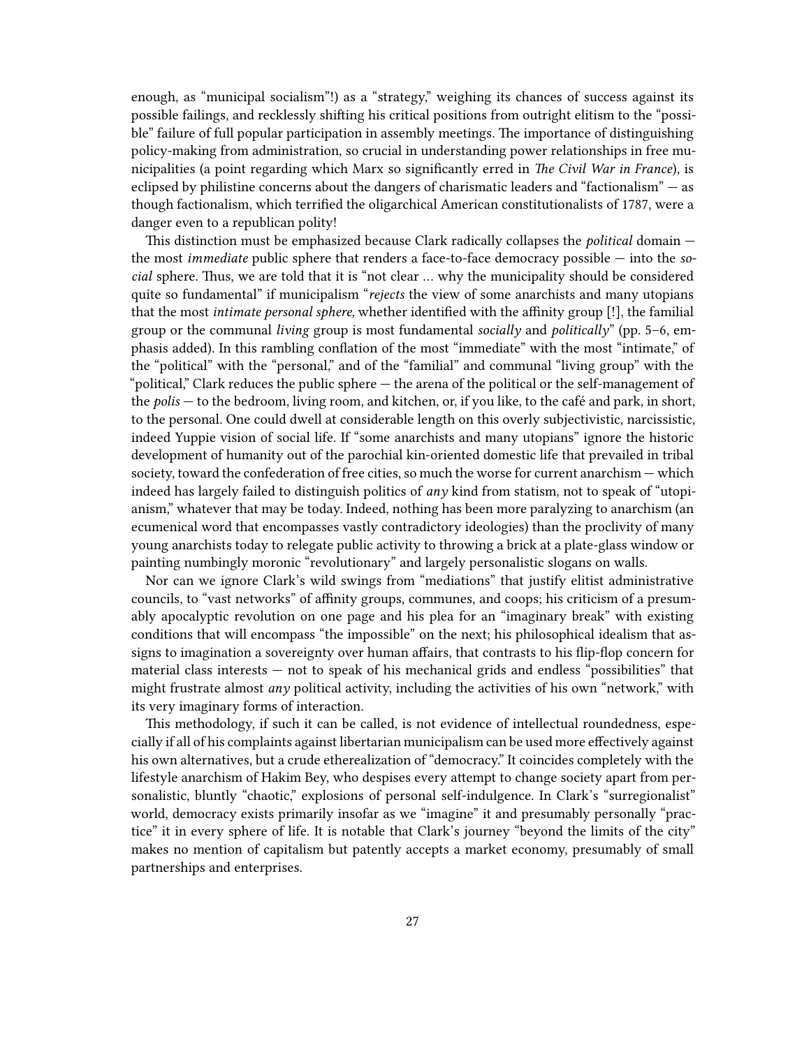enough, as "municipal socialism"!) as a "strategy," weighing its chances of success against its possible failings, and recklessly shifting his critical positions from outright elitism to the "possible" failure of full popular participation in assembly meetings. The importance of distinguishing policy-making from administration, so crucial in understanding power relationships in free municipalities (a point regarding which Marx so significantly erred in *The Civil War in France*), is eclipsed by philistine concerns about the dangers of charismatic leaders and "factionalism" — as though factionalism, which terrified the oligarchical American constitutionalists of 1787, were a danger even to a republican polity!

This distinction must be emphasized because Clark radically collapses the *political* domain — the most *immediate* public sphere that renders a face-to-face democracy possible — into the *social* sphere. Thus, we are told that it is "not clear … why the municipality should be considered quite so fundamental" if municipalism "*rejects* the view of some anarchists and many utopians that the most *intimate personal sphere,* whether identified with the affinity group [!], the familial group or the communal *living* group is most fundamental *socially* and *politically*" (pp. 5–6, emphasis added). In this rambling conflation of the most "immediate" with the most "intimate," of the "political" with the "personal," and of the "familial" and communal "living group" with the "political," Clark reduces the public sphere — the arena of the political or the self-management of the *polis* — to the bedroom, living room, and kitchen, or, if you like, to the café and park, in short, to the personal. One could dwell at considerable length on this overly subjectivistic, narcissistic, indeed Yuppie vision of social life. If "some anarchists and many utopians" ignore the historic development of humanity out of the parochial kin-oriented domestic life that prevailed in tribal society, toward the confederation of free cities, so much the worse for current anarchism — which indeed has largely failed to distinguish politics of *any* kind from statism, not to speak of "utopianism," whatever that may be today. Indeed, nothing has been more paralyzing to anarchism (an ecumenical word that encompasses vastly contradictory ideologies) than the proclivity of many young anarchists today to relegate public activity to throwing a brick at a plate-glass window or painting numbingly moronic "revolutionary" and largely personalistic slogans on walls.

Nor can we ignore Clark's wild swings from "mediations" that justify elitist administrative councils, to "vast networks" of affinity groups, communes, and coops; his criticism of a presumably apocalyptic revolution on one page and his plea for an "imaginary break" with existing conditions that will encompass "the impossible" on the next; his philosophical idealism that assigns to imagination a sovereignty over human affairs, that contrasts to his flip-flop concern for material class interests — not to speak of his mechanical grids and endless "possibilities" that might frustrate almost *any* political activity, including the activities of his own "network," with its very imaginary forms of interaction.

This methodology, if such it can be called, is not evidence of intellectual roundedness, especially if all of his complaints against libertarian municipalism can be used more effectively against his own alternatives, but a crude etherealization of "democracy." It coincides completely with the lifestyle anarchism of Hakim Bey, who despises every attempt to change society apart from personalistic, bluntly "chaotic," explosions of personal self-indulgence. In Clark's "surregionalist" world, democracy exists primarily insofar as we "imagine" it and presumably personally "practice" it in every sphere of life. It is notable that Clark's journey "beyond the limits of the city" makes no mention of capitalism but patently accepts a market economy, presumably of small partnerships and enterprises.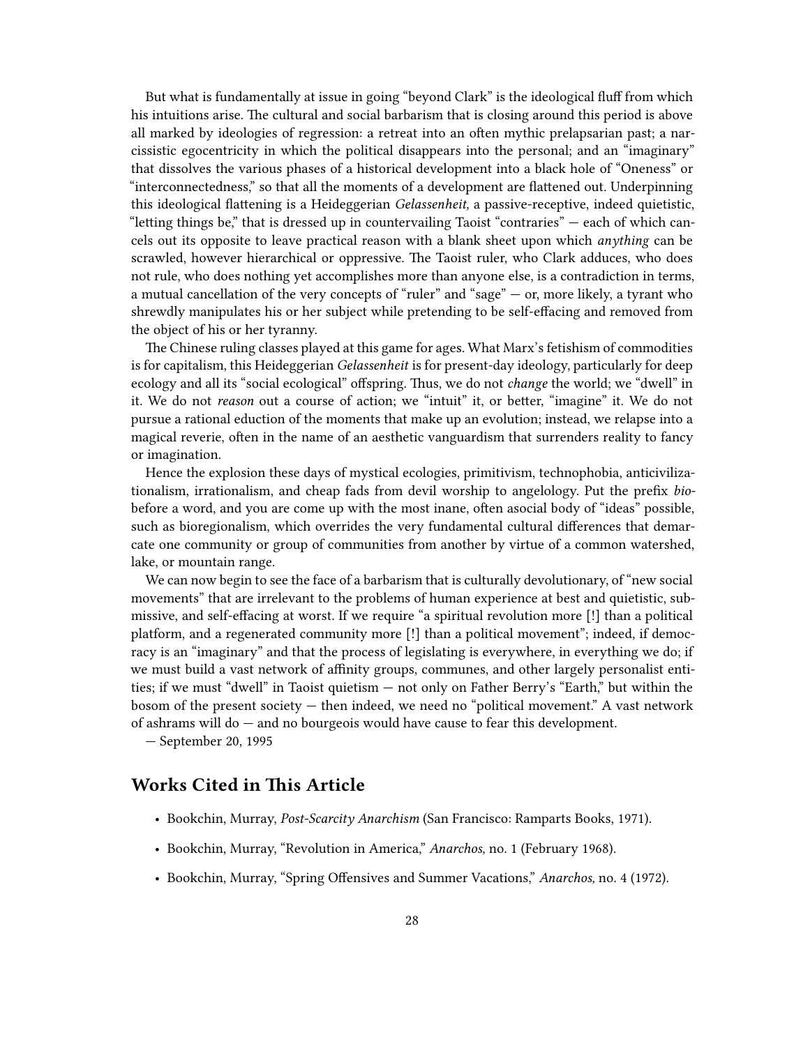But what is fundamentally at issue in going "beyond Clark" is the ideological fluff from which his intuitions arise. The cultural and social barbarism that is closing around this period is above all marked by ideologies of regression: a retreat into an often mythic prelapsarian past; a narcissistic egocentricity in which the political disappears into the personal; and an "imaginary" that dissolves the various phases of a historical development into a black hole of "Oneness" or "interconnectedness," so that all the moments of a development are flattened out. Underpinning this ideological flattening is a Heideggerian *Gelassenheit,* a passive-receptive, indeed quietistic, "letting things be," that is dressed up in countervailing Taoist "contraries" — each of which cancels out its opposite to leave practical reason with a blank sheet upon which *anything* can be scrawled, however hierarchical or oppressive. The Taoist ruler, who Clark adduces, who does not rule, who does nothing yet accomplishes more than anyone else, is a contradiction in terms, a mutual cancellation of the very concepts of "ruler" and "sage" — or, more likely, a tyrant who shrewdly manipulates his or her subject while pretending to be self-effacing and removed from the object of his or her tyranny.

The Chinese ruling classes played at this game for ages. What Marx's fetishism of commodities is for capitalism, this Heideggerian *Gelassenheit* is for present-day ideology, particularly for deep ecology and all its "social ecological" offspring. Thus, we do not *change* the world; we "dwell" in it. We do not *reason* out a course of action; we "intuit" it, or better, "imagine" it. We do not pursue a rational eduction of the moments that make up an evolution; instead, we relapse into a magical reverie, often in the name of an aesthetic vanguardism that surrenders reality to fancy or imagination.

Hence the explosion these days of mystical ecologies, primitivism, technophobia, anticivilizationalism, irrationalism, and cheap fads from devil worship to angelology. Put the prefix *bio-* before a word, and you are come up with the most inane, often asocial body of "ideas" possible, such as bioregionalism, which overrides the very fundamental cultural differences that demarcate one community or group of communities from another by virtue of a common watershed, lake, or mountain range.

We can now begin to see the face of a barbarism that is culturally devolutionary, of "new social movements" that are irrelevant to the problems of human experience at best and quietistic, submissive, and self-effacing at worst. If we require "a spiritual revolution more [!] than a political platform, and a regenerated community more [!] than a political movement"; indeed, if democracy is an "imaginary" and that the process of legislating is everywhere, in everything we do; if we must build a vast network of affinity groups, communes, and other largely personalist entities; if we must "dwell" in Taoist quietism — not only on Father Berry's "Earth," but within the bosom of the present society — then indeed, we need no "political movement." A vast network of ashrams will do — and no bourgeois would have cause to fear this development.

— September 20, 1995

## Works Cited in This Article

- Bookchin, Murray, *Post-Scarcity Anarchism* (San Francisco: Ramparts Books, 1971).
- Bookchin, Murray, "Revolution in America," *Anarchos,* no. 1 (February 1968).
- Bookchin, Murray, "Spring Offensives and Summer Vacations," *Anarchos,* no. 4 (1972).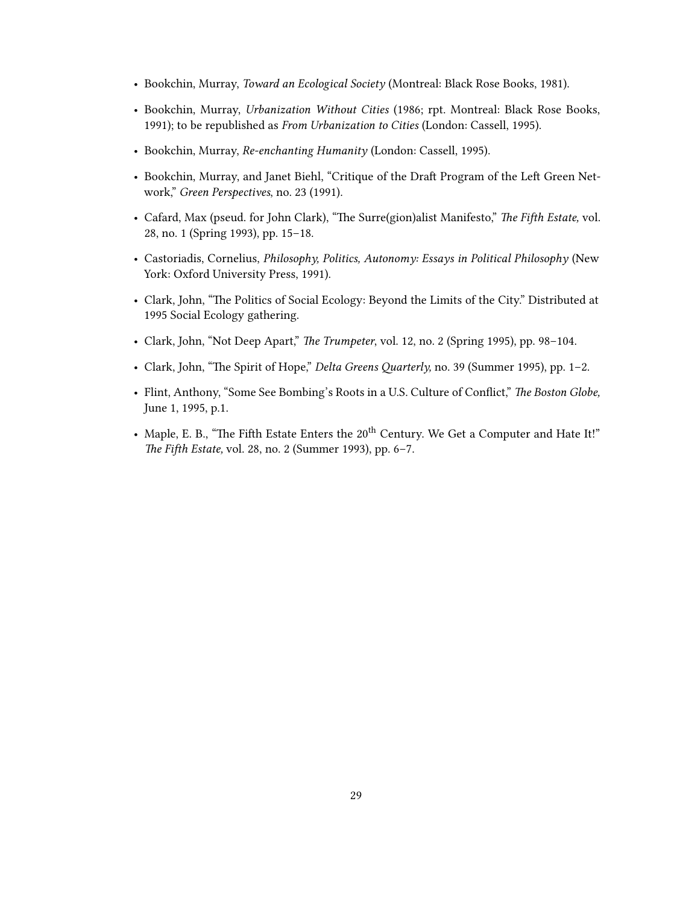- Bookchin, Murray, *Toward an Ecological Society* (Montreal: Black Rose Books, 1981).
- Bookchin, Murray, *Urbanization Without Cities* (1986; rpt. Montreal: Black Rose Books, 1991); to be republished as *From Urbanization to Cities* (London: Cassell, 1995).
- Bookchin, Murray, *Re-enchanting Humanity* (London: Cassell, 1995).
- Bookchin, Murray, and Janet Biehl, "Critique of the Draft Program of the Left Green Network," *Green Perspectives*, no. 23 (1991).
- Cafard, Max (pseud. for John Clark), "The Surre(gion)alist Manifesto," *The Fifth Estate,* vol. 28, no. 1 (Spring 1993), pp. 15–18.
- Castoriadis, Cornelius, *Philosophy, Politics, Autonomy: Essays in Political Philosophy* (New York: Oxford University Press, 1991).
- Clark, John, "The Politics of Social Ecology: Beyond the Limits of the City." Distributed at 1995 Social Ecology gathering.
- Clark, John, "Not Deep Apart," *The Trumpeter*, vol. 12, no. 2 (Spring 1995), pp. 98–104.
- Clark, John, "The Spirit of Hope," *Delta Greens Quarterly,* no. 39 (Summer 1995), pp. 1–2.
- Flint, Anthony, "Some See Bombing's Roots in a U.S. Culture of Conflict," *The Boston Globe,* June 1, 1995, p.1.
- Maple, E. B., "The Fifth Estate Enters the 20th Century. We Get a Computer and Hate It!" *The Fifth Estate,* vol. 28, no. 2 (Summer 1993), pp. 6–7.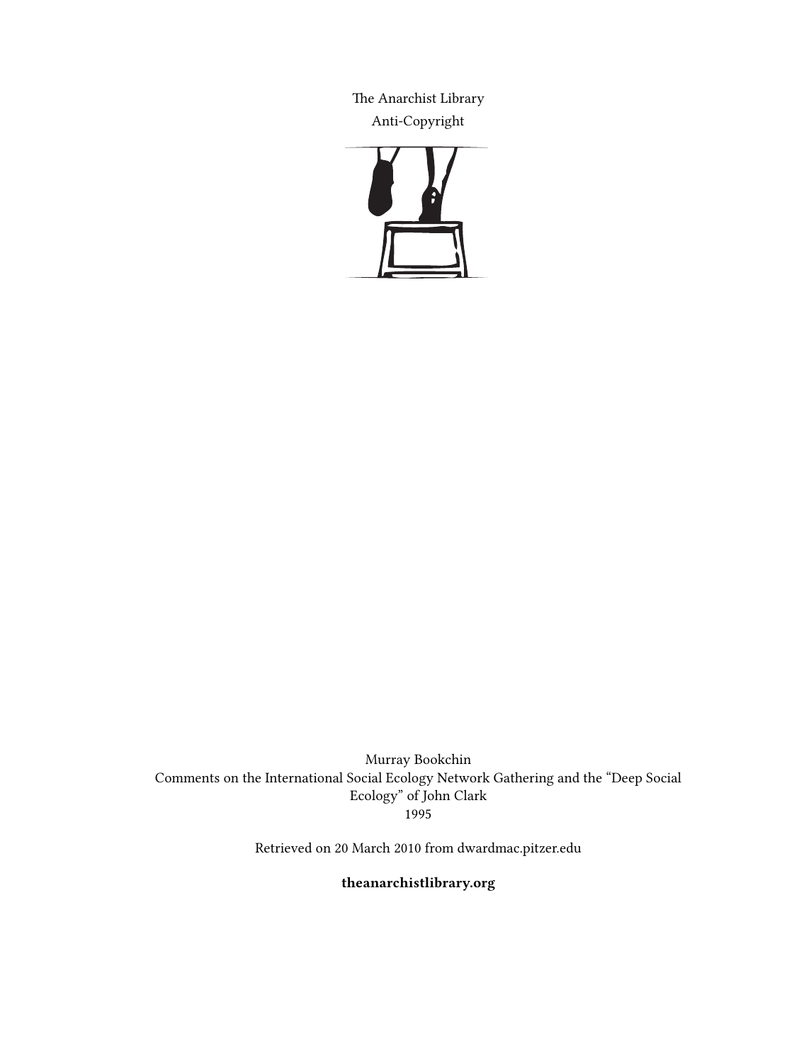The Anarchist Library

Anti-Copyright

Murray Bookchin

Comments on the International Social Ecology Network Gathering and the “Deep Social Ecology” of John Clark

1995

Retrieved on 20 March 2010 from dwardmac.pitzer.edu

**theanarchistlibrary.org**